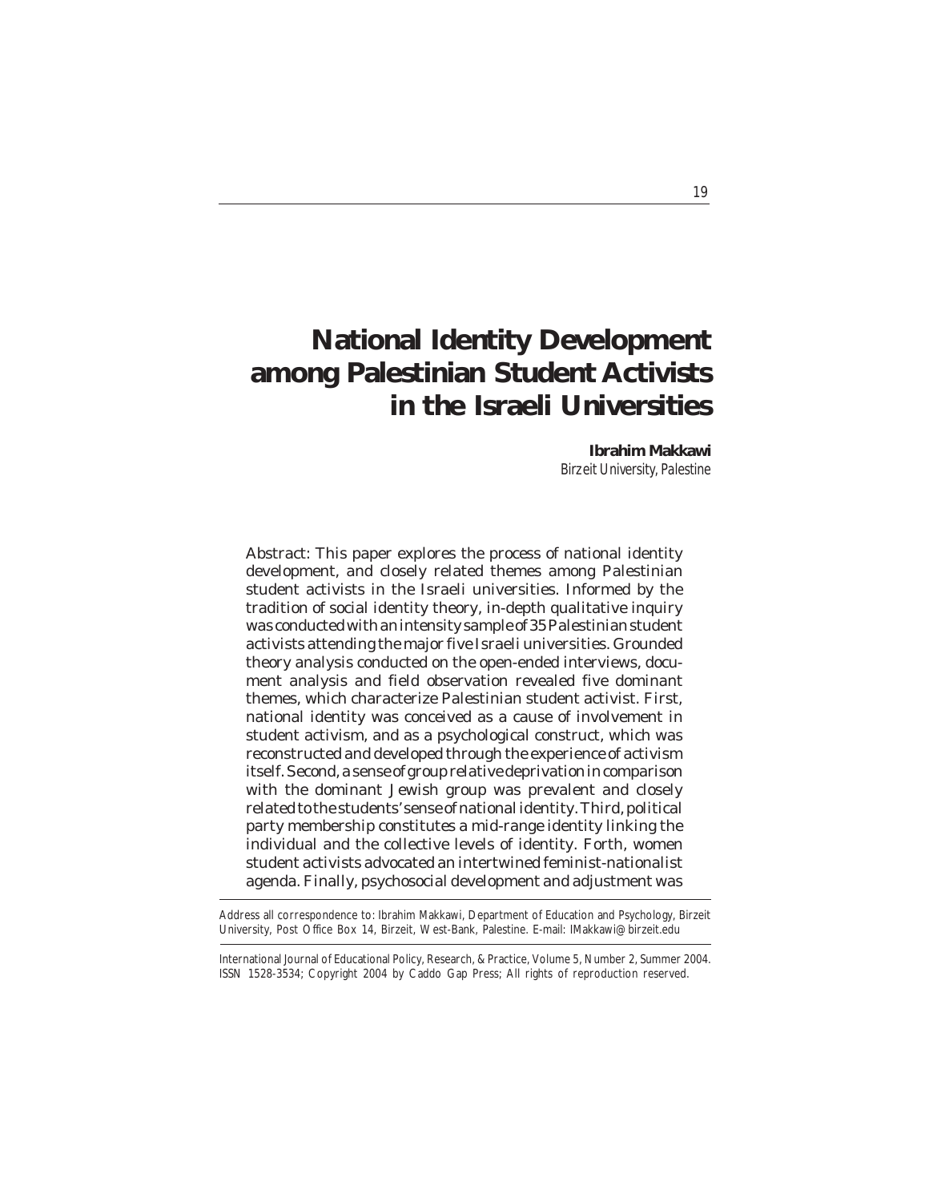# National Identity Development among Palestinian Student Activists in the Israeli Universities

**Ibrahim Makkawi**
*Birzeit University, Palestine*

Abstract: This paper explores the process of national identity development, and closely related themes among Palestinian student activists in the Israeli universities. Informed by the tradition of social identity theory, in-depth qualitative inquiry was conducted with an intensity sample of 35 Palestinian student activists attending the major five Israeli universities. Grounded theory analysis conducted on the open-ended interviews, document analysis and field observation revealed five dominant themes, which characterize Palestinian student activist. First, national identity was conceived as a cause of involvement in student activism, and as a psychological construct, which was reconstructed and developed through the experience of activism itself. Second, a sense of group relative deprivation in comparison with the dominant Jewish group was prevalent and closely related to the students' sense of national identity. Third, political party membership constitutes a mid-range identity linking the individual and the collective levels of identity. Forth, women student activists advocated an intertwined feminist-nationalist agenda. Finally, psychosocial development and adjustment was

Address all correspondence to: Ibrahim Makkawi, Department of Education and Psychology, Birzeit University, Post Office Box 14, Birzeit, West-Bank, Palestine. E-mail: IMakkawi@birzeit.edu

International Journal of Educational Policy, Research, & Practice, Volume 5, Number 2, Summer 2004. ISSN 1528-3534; Copyright 2004 by Caddo Gap Press; All rights of reproduction reserved.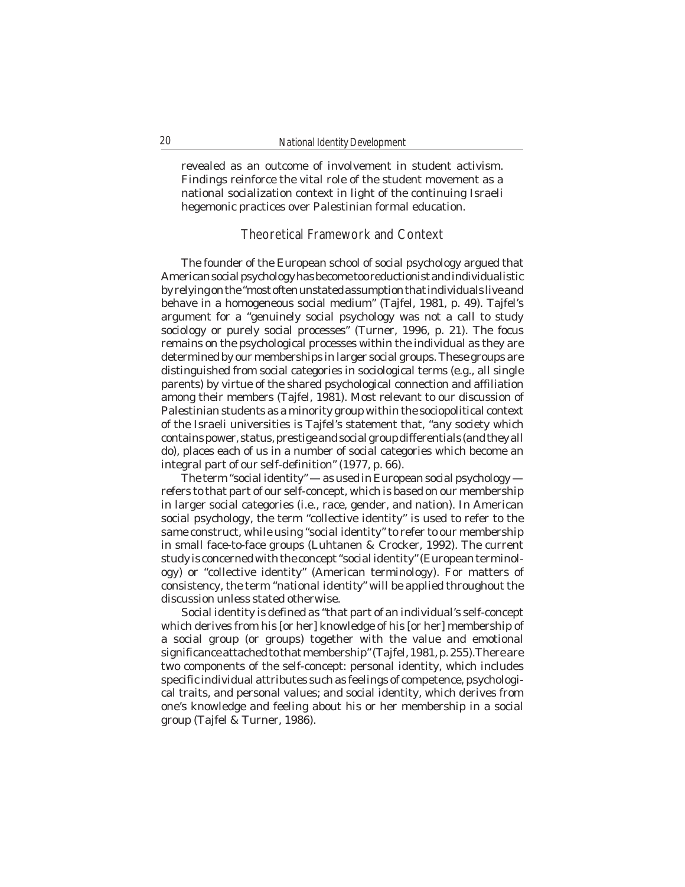revealed as an outcome of involvement in student activism. Findings reinforce the vital role of the student movement as a national socialization context in light of the continuing Israeli hegemonic practices over Palestinian formal education.

## Theoretical Framework and Context

The founder of the European school of social psychology argued that American social psychology has become too reductionist and individualistic by relying on the "most often unstated assumption that individuals live and behave in a homogeneous social medium" (Tajfel, 1981, p. 49). Tajfel's argument for a "genuinely social psychology was not a call to study sociology or purely social processes" (Turner, 1996, p. 21). The focus remains on the psychological processes within the individual as they are determined by our memberships in larger social groups. These groups are distinguished from social categories in sociological terms (e.g., all single parents) by virtue of the shared psychological connection and affiliation among their members (Tajfel, 1981). Most relevant to our discussion of Palestinian students as a minority group within the sociopolitical context of the Israeli universities is Tajfel's statement that, "any society which contains power, status, prestige and social group differentials (and they all do), places each of us in a number of social categories which become an integral part of our self-definition" (1977, p. 66).

The term "social identity" — as used in European social psychology — refers to that part of our self-concept, which is based on our membership in larger social categories (i.e., race, gender, and nation). In American social psychology, the term "collective identity" is used to refer to the same construct, while using "social identity" to refer to our membership in small face-to-face groups (Luhtanen & Crocker, 1992). The current study is concerned with the concept "social identity" (European terminology) or "collective identity" (American terminology). For matters of consistency, the term "national identity" will be applied throughout the discussion unless stated otherwise.

Social identity is defined as "that part of an individual's self-concept which derives from his [or her] knowledge of his [or her] membership of a social group (or groups) together with the value and emotional significance attached to that membership" (Tajfel, 1981, p. 255). There are two components of the self-concept: personal identity, which includes specific individual attributes such as feelings of competence, psychological traits, and personal values; and social identity, which derives from one's knowledge and feeling about his or her membership in a social group (Tajfel & Turner, 1986).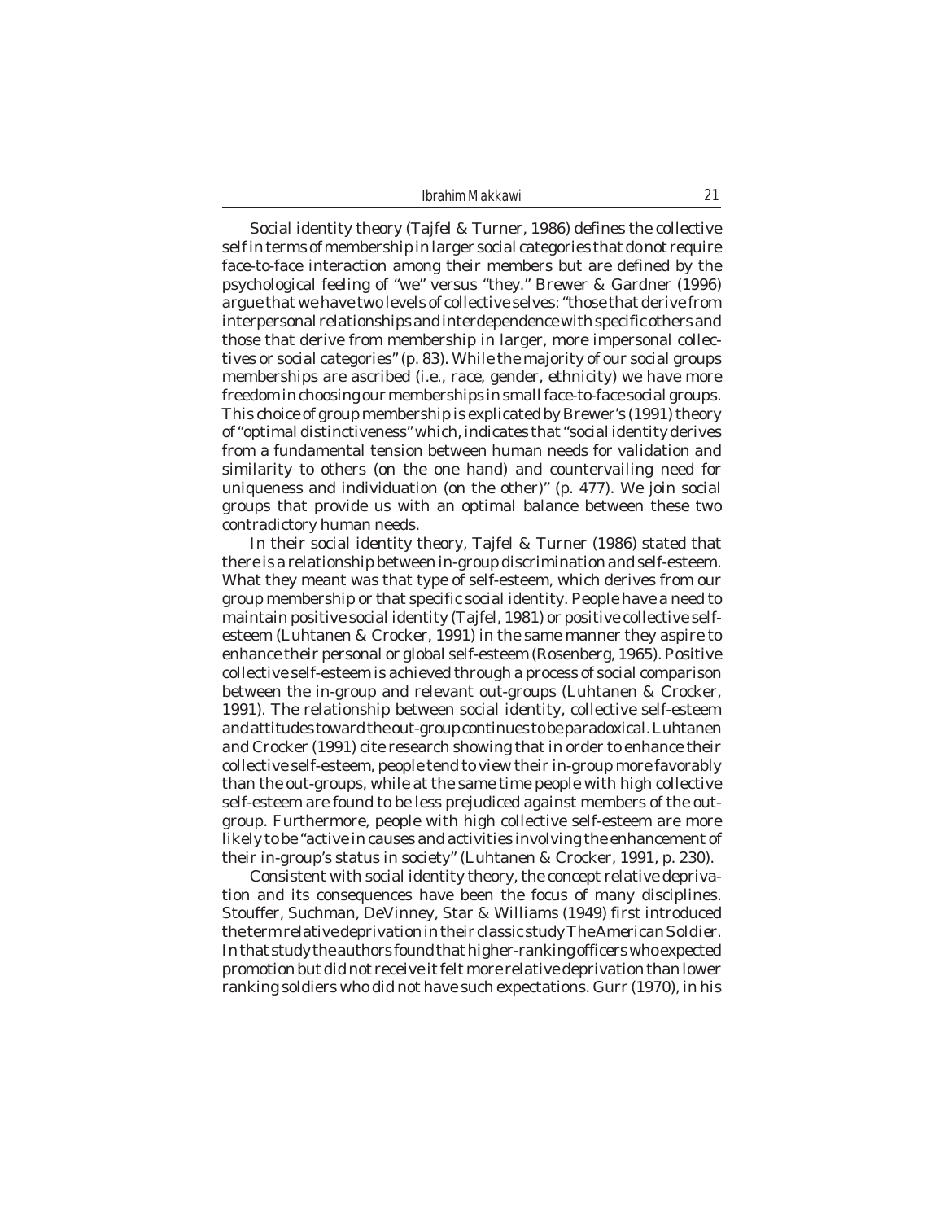Social identity theory (Tajfel & Turner, 1986) defines the collective self in terms of membership in larger social categories that do not require face-to-face interaction among their members but are defined by the psychological feeling of "we" versus "they." Brewer & Gardner (1996) argue that we have two levels of collective selves: "those that derive from interpersonal relationships and interdependence with specific others and those that derive from membership in larger, more impersonal collectives or social categories" (p. 83). While the majority of our social groups memberships are ascribed (i.e., race, gender, ethnicity) we have more freedom in choosing our memberships in small face-to-face social groups. This choice of group membership is explicated by Brewer's (1991) theory of "optimal distinctiveness" which, indicates that "social identity derives from a fundamental tension between human needs for validation and similarity to others (on the one hand) and countervailing need for uniqueness and individuation (on the other)" (p. 477). We join social groups that provide us with an optimal balance between these two contradictory human needs.

In their social identity theory, Tajfel & Turner (1986) stated that there is a relationship between in-group discrimination and self-esteem. What they meant was that type of self-esteem, which derives from our group membership or that specific social identity. People have a need to maintain positive social identity (Tajfel, 1981) or positive collective self-esteem (Luhtanen & Crocker, 1991) in the same manner they aspire to enhance their personal or global self-esteem (Rosenberg, 1965). Positive collective self-esteem is achieved through a process of social comparison between the in-group and relevant out-groups (Luhtanen & Crocker, 1991). The relationship between social identity, collective self-esteem and attitudes toward the out-group continues to be paradoxical. Luhtanen and Crocker (1991) cite research showing that in order to enhance their collective self-esteem, people tend to view their in-group more favorably than the out-groups, while at the same time people with high collective self-esteem are found to be less prejudiced against members of the out-group. Furthermore, people with high collective self-esteem are more likely to be "active in causes and activities involving the enhancement of their in-group's status in society" (Luhtanen & Crocker, 1991, p. 230).

Consistent with social identity theory, the concept relative deprivation and its consequences have been the focus of many disciplines. Stouffer, Suchman, DeVinney, Star & Williams (1949) first introduced the term relative deprivation in their classic study *The American Soldier*. In that study the authors found that higher-ranking officers who expected promotion but did not receive it felt more relative deprivation than lower ranking soldiers who did not have such expectations. Gurr (1970), in his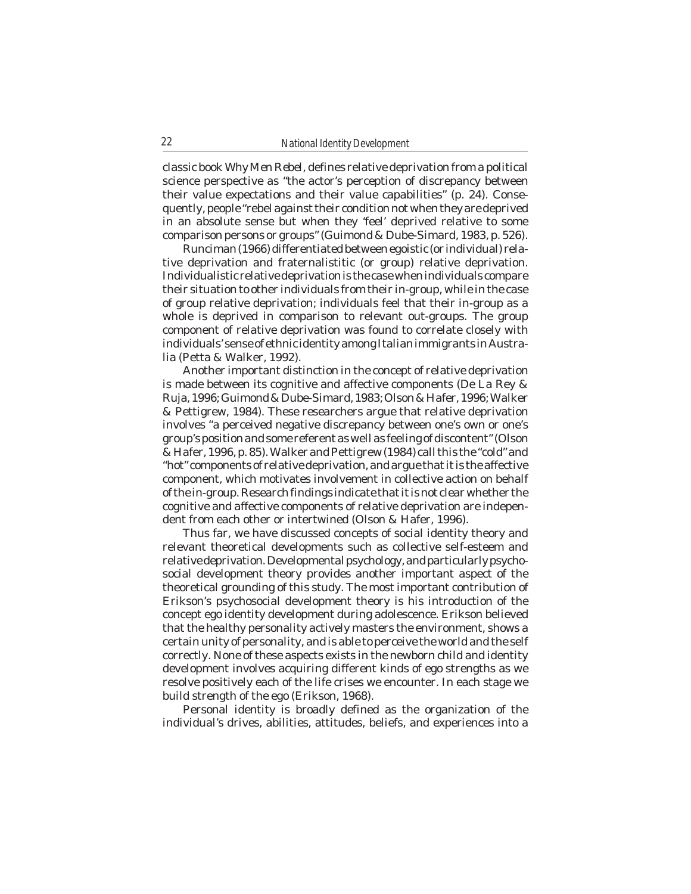classic book *Why Men Rebel*, defines relative deprivation from a political science perspective as "the actor's perception of discrepancy between their value expectations and their value capabilities" (p. 24). Consequently, people "rebel against their condition not when they are deprived in an absolute sense but when they 'feel' deprived relative to some comparison persons or groups" (Guimond & Dube-Simard, 1983, p. 526).

Runciman (1966) differentiated between egoistic (or individual) relative deprivation and fraternalistitic (or group) relative deprivation. Individualistic relative deprivation is the case when individuals compare their situation to other individuals from their in-group, while in the case of group relative deprivation; individuals feel that their in-group as a whole is deprived in comparison to relevant out-groups. The group component of relative deprivation was found to correlate closely with individuals' sense of ethnic identity among Italian immigrants in Australia (Petta & Walker, 1992).

Another important distinction in the concept of relative deprivation is made between its cognitive and affective components (De La Rey & Ruja, 1996; Guimond & Dube-Simard, 1983; Olson & Hafer, 1996; Walker & Pettigrew, 1984). These researchers argue that relative deprivation involves "a perceived negative discrepancy between one's own or one's group's position and some referent as well as feeling of discontent" (Olson & Hafer, 1996, p. 85). Walker and Pettigrew (1984) call this the "cold" and "hot" components of relative deprivation, and argue that it is the affective component, which motivates involvement in collective action on behalf of the in-group. Research findings indicate that it is not clear whether the cognitive and affective components of relative deprivation are independent from each other or intertwined (Olson & Hafer, 1996).

Thus far, we have discussed concepts of social identity theory and relevant theoretical developments such as collective self-esteem and relative deprivation. Developmental psychology, and particularly psychosocial development theory provides another important aspect of the theoretical grounding of this study. The most important contribution of Erikson's psychosocial development theory is his introduction of the concept ego identity development during adolescence. Erikson believed that the healthy personality actively masters the environment, shows a certain unity of personality, and is able to perceive the world and the self correctly. None of these aspects exists in the newborn child and identity development involves acquiring different kinds of ego strengths as we resolve positively each of the life crises we encounter. In each stage we build strength of the ego (Erikson, 1968).

Personal identity is broadly defined as the organization of the individual's drives, abilities, attitudes, beliefs, and experiences into a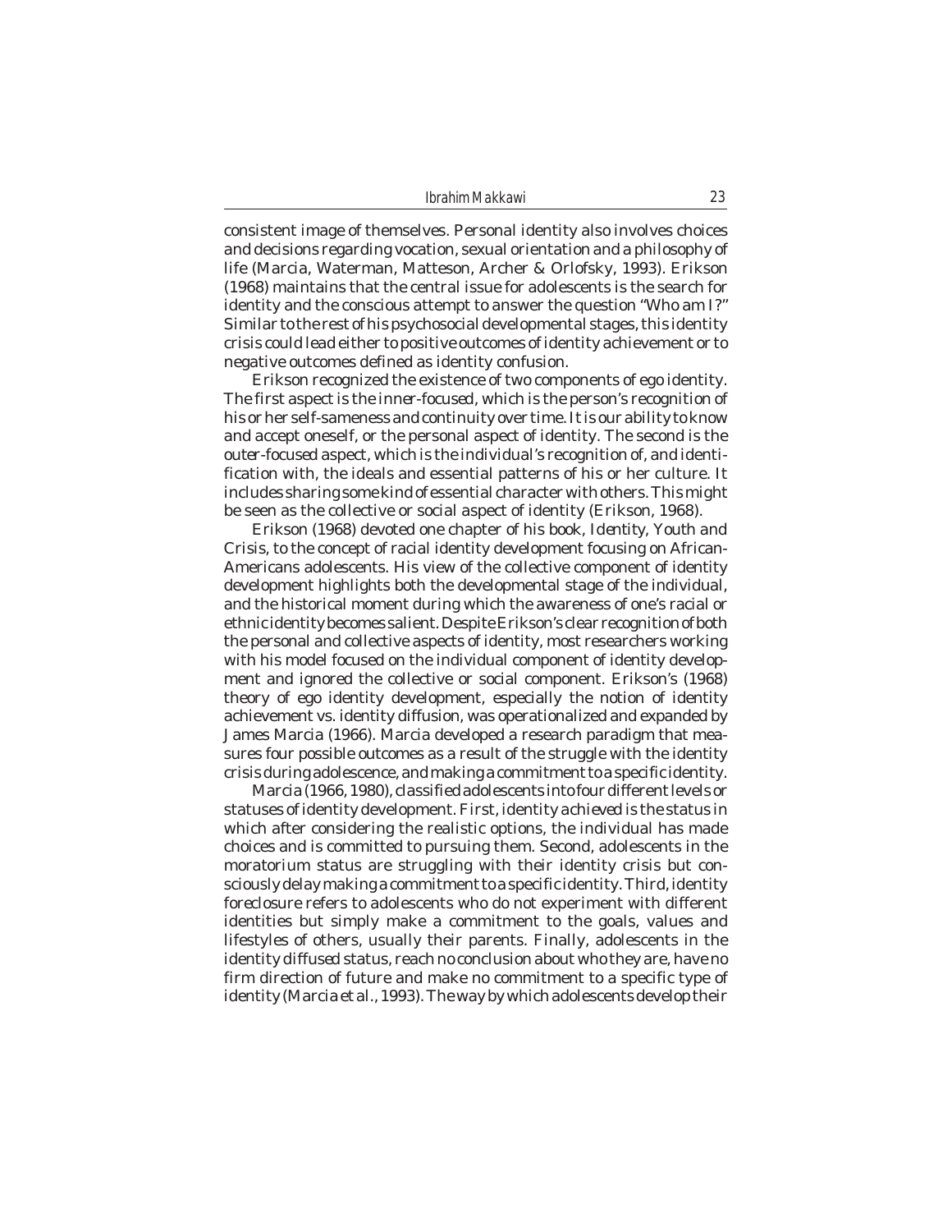consistent image of themselves. Personal identity also involves choices and decisions regarding vocation, sexual orientation and a philosophy of life (Marcia, Waterman, Matteson, Archer & Orlofsky, 1993). Erikson (1968) maintains that the central issue for adolescents is the search for identity and the conscious attempt to answer the question "Who am I?" Similar to the rest of his psychosocial developmental stages, this identity crisis could lead either to positive outcomes of identity achievement or to negative outcomes defined as identity confusion.

Erikson recognized the existence of two components of ego identity. The first aspect is the *inner-focused*, which is the person's recognition of his or her self-sameness and continuity over time. It is our ability to know and accept oneself, or the personal aspect of identity. The second is the *outer-focused* aspect, which is the individual's recognition of, and identification with, the ideals and essential patterns of his or her culture. It includes sharing some kind of essential character with others. This might be seen as the collective or social aspect of identity (Erikson, 1968).

Erikson (1968) devoted one chapter of his book, *Identity, Youth and Crisis*, to the concept of racial identity development focusing on African-Americans adolescents. His view of the collective component of identity development highlights both the developmental stage of the individual, and the historical moment during which the awareness of one's racial or ethnic identity becomes salient. Despite Erikson's clear recognition of both the personal and collective aspects of identity, most researchers working with his model focused on the individual component of identity development and ignored the collective or social component. Erikson's (1968) theory of ego identity development, especially the notion of identity achievement vs. identity diffusion, was operationalized and expanded by James Marcia (1966). Marcia developed a research paradigm that measures four possible outcomes as a result of the struggle with the identity crisis during adolescence, and making a commitment to a specific identity.

Marcia (1966, 1980), classified adolescents into four different levels or statuses of identity development. First, *identity achieved* is the status in which after considering the realistic options, the individual has made choices and is committed to pursuing them. Second, adolescents in the *moratorium* status are struggling with their identity crisis but consciously delay making a commitment to a specific identity. Third, *identity foreclosure* refers to adolescents who do not experiment with different identities but simply make a commitment to the goals, values and lifestyles of others, usually their parents. Finally, adolescents in the *identity diffused* status, reach no conclusion about who they are, have no firm direction of future and make no commitment to a specific type of identity (Marcia et al., 1993). The way by which adolescents develop their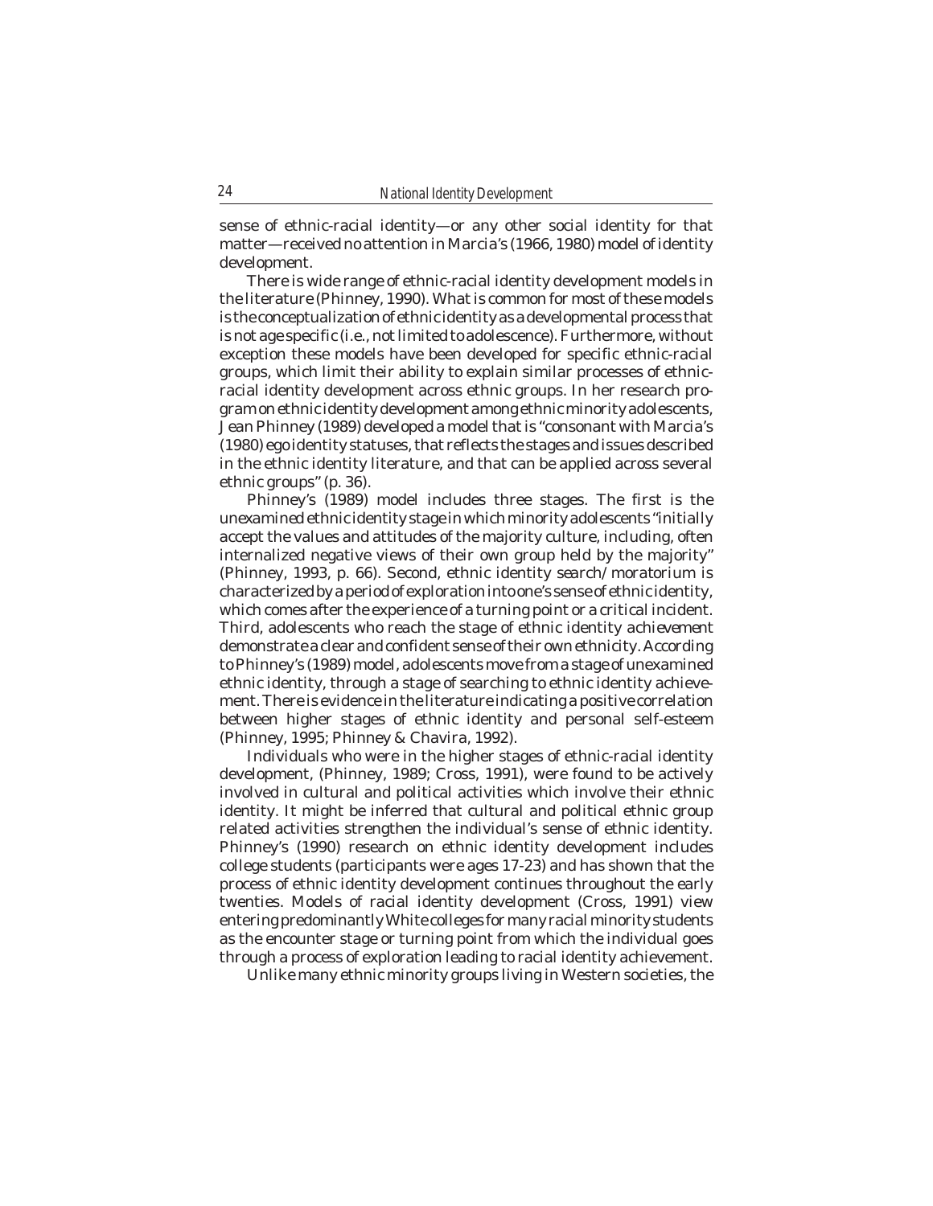sense of ethnic-racial identity—or any other social identity for that matter—received no attention in Marcia's (1966, 1980) model of identity development.

There is wide range of ethnic-racial identity development models in the literature (Phinney, 1990). What is common for most of these models is the conceptualization of ethnic identity as a developmental process that is not age specific (i.e., not limited to adolescence). Furthermore, without exception these models have been developed for specific ethnic-racial groups, which limit their ability to explain similar processes of ethnic-racial identity development across ethnic groups. In her research program on ethnic identity development among ethnic minority adolescents, Jean Phinney (1989) developed a model that is "consonant with Marcia's (1980) ego identity statuses, that reflects the stages and issues described in the ethnic identity literature, and that can be applied across several ethnic groups" (p. 36).

Phinney's (1989) model includes three stages. The first is the *unexamined ethnic identity* stage in which minority adolescents "initially accept the values and attitudes of the majority culture, including, often internalized negative views of their own group held by the majority" (Phinney, 1993, p. 66). Second, *ethnic identity search/moratorium* is characterized by a period of exploration into one's sense of ethnic identity, which comes after the experience of a turning point or a critical incident. Third, adolescents who reach the stage of *ethnic identity achievement* demonstrate a clear and confident sense of their own ethnicity. According to Phinney's (1989) model, adolescents move from a stage of unexamined ethnic identity, through a stage of searching to ethnic identity achievement. There is evidence in the literature indicating a positive correlation between higher stages of ethnic identity and personal self-esteem (Phinney, 1995; Phinney & Chavira, 1992).

Individuals who were in the higher stages of ethnic-racial identity development, (Phinney, 1989; Cross, 1991), were found to be actively involved in cultural and political activities which involve their ethnic identity. It might be inferred that cultural and political ethnic group related activities strengthen the individual's sense of ethnic identity. Phinney's (1990) research on ethnic identity development includes college students (participants were ages 17-23) and has shown that the process of ethnic identity development continues throughout the early twenties. Models of racial identity development (Cross, 1991) view entering predominantly White colleges for many racial minority students as the encounter stage or turning point from which the individual goes through a process of exploration leading to racial identity achievement.

Unlike many ethnic minority groups living in Western societies, the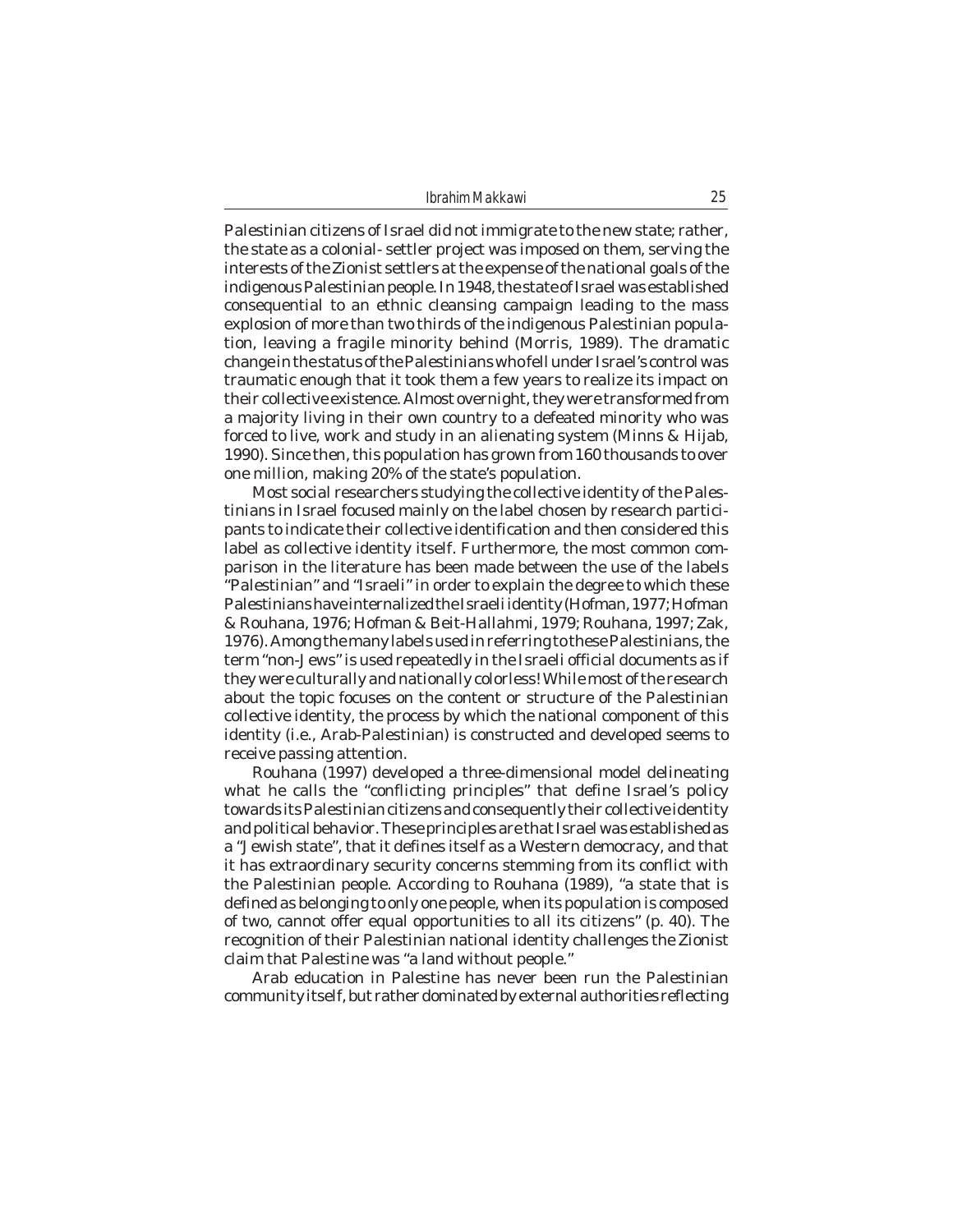Palestinian citizens of Israel did not immigrate to the new state; rather, the state as a colonial- settler project was imposed on them, serving the interests of the Zionist settlers at the expense of the national goals of the indigenous Palestinian people. In 1948, the state of Israel was established consequential to an ethnic cleansing campaign leading to the mass explosion of more than two thirds of the indigenous Palestinian population, leaving a fragile minority behind (Morris, 1989). The dramatic change in the status of the Palestinians who fell under Israel's control was traumatic enough that it took them a few years to realize its impact on their collective existence. Almost overnight, they were transformed from a majority living in their own country to a defeated minority who was forced to live, work and study in an alienating system (Minns & Hijab, 1990). Since then, this population has grown from 160 thousands to over one million, making 20% of the state's population.

Most social researchers studying the collective identity of the Palestinians in Israel focused mainly on the label chosen by research participants to indicate their collective identification and then considered this label as collective identity itself. Furthermore, the most common comparison in the literature has been made between the use of the labels "Palestinian" and "Israeli" in order to explain the degree to which these Palestinians have internalized the Israeli identity (Hofman, 1977; Hofman & Rouhana, 1976; Hofman & Beit-Hallahmi, 1979; Rouhana, 1997; Zak, 1976). Among the many labels used in referring to these Palestinians, the term "non-Jews" is used repeatedly in the Israeli official documents as if they were culturally and nationally colorless! While most of the research about the topic focuses on the content or structure of the Palestinian collective identity, the process by which the national component of this identity (i.e., Arab-Palestinian) is constructed and developed seems to receive passing attention.

Rouhana (1997) developed a three-dimensional model delineating what he calls the "conflicting principles" that define Israel's policy towards its Palestinian citizens and consequently their collective identity and political behavior. These principles are that Israel was established as a "Jewish state", that it defines itself as a Western democracy, and that it has extraordinary security concerns stemming from its conflict with the Palestinian people. According to Rouhana (1989), "a state that is defined as belonging to only one people, when its population is composed of two, cannot offer equal opportunities to all its citizens" (p. 40). The recognition of their Palestinian national identity challenges the Zionist claim that Palestine was "a land without people."

Arab education in Palestine has never been run the Palestinian community itself, but rather dominated by external authorities reflecting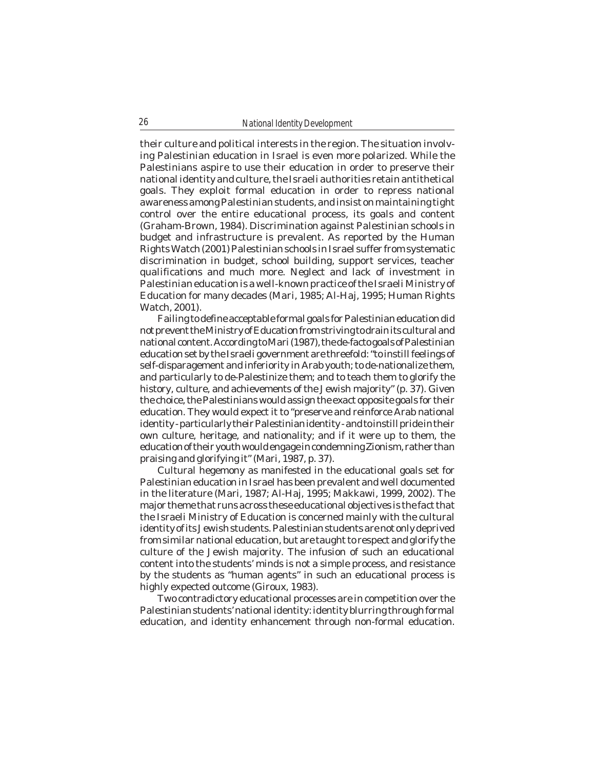their culture and political interests in the region. The situation involving Palestinian education in Israel is even more polarized. While the Palestinians aspire to use their education in order to preserve their national identity and culture, the Israeli authorities retain antithetical goals. They exploit formal education in order to repress national awareness among Palestinian students, and insist on maintaining tight control over the entire educational process, its goals and content (Graham-Brown, 1984). Discrimination against Palestinian schools in budget and infrastructure is prevalent. As reported by the Human Rights Watch (2001) Palestinian schools in Israel suffer from systematic discrimination in budget, school building, support services, teacher qualifications and much more. Neglect and lack of investment in Palestinian education is a well-known practice of the Israeli Ministry of Education for many decades (Mari, 1985; Al-Haj, 1995; Human Rights Watch, 2001).

Failing to define acceptable formal goals for Palestinian education did not prevent the Ministry of Education from striving to drain its cultural and national content. According to Mari (1987), the de-facto goals of Palestinian education set by the Israeli government are threefold: "to instill feelings of self-disparagement and inferiority in Arab youth; to de-nationalize them, and particularly to de-Palestinize them; and to teach them to glorify the history, culture, and achievements of the Jewish majority" (p. 37). Given the choice, the Palestinians would assign the exact opposite goals for their education. They would expect it to "preserve and reinforce Arab national identity - particularly their Palestinian identity - and to instill pride in their own culture, heritage, and nationality; and if it were up to them, the education of their youth would engage in condemning Zionism, rather than praising and glorifying it" (Mari, 1987, p. 37).

Cultural hegemony as manifested in the educational goals set for Palestinian education in Israel has been prevalent and well documented in the literature (Mari, 1987; Al-Haj, 1995; Makkawi, 1999, 2002). The major theme that runs across these educational objectives is the fact that the Israeli Ministry of Education is concerned mainly with the cultural identity of its Jewish students. Palestinian students are not only deprived from similar national education, but are taught to respect and glorify the culture of the Jewish majority. The infusion of such an educational content into the students' minds is not a simple process, and resistance by the students as "human agents" in such an educational process is highly expected outcome (Giroux, 1983).

Two contradictory educational processes are in competition over the Palestinian students' national identity: identity blurring through formal education, and identity enhancement through non-formal education.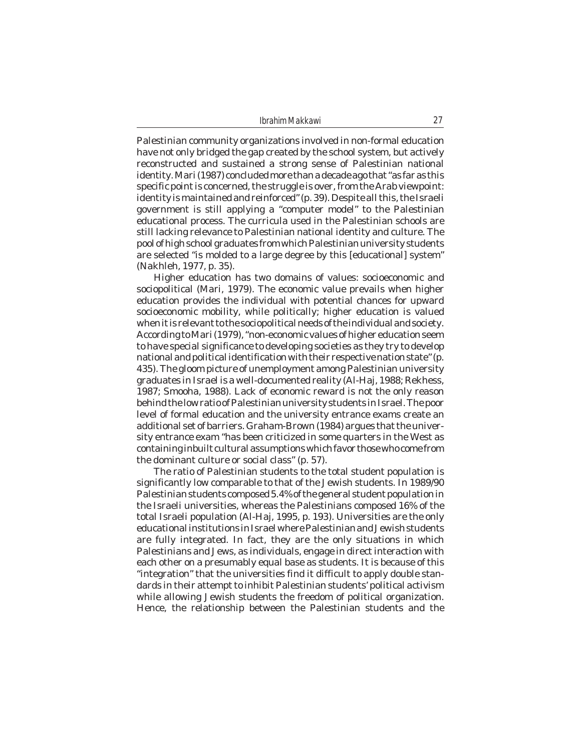Palestinian community organizations involved in non-formal education have not only bridged the gap created by the school system, but actively reconstructed and sustained a strong sense of Palestinian national identity. Mari (1987) concluded more than a decade ago that "as far as this specific point is concerned, the struggle is over, from the Arab viewpoint: identity is maintained and reinforced" (p. 39). Despite all this, the Israeli government is still applying a "computer model" to the Palestinian educational process. The curricula used in the Palestinian schools are still lacking relevance to Palestinian national identity and culture. The pool of high school graduates from which Palestinian university students are selected "is molded to a large degree by this [educational] system" (Nakhleh, 1977, p. 35).

Higher education has two domains of values: socioeconomic and sociopolitical (Mari, 1979). The economic value prevails when higher education provides the individual with potential chances for upward socioeconomic mobility, while politically; higher education is valued when it is relevant to the sociopolitical needs of the individual and society. According to Mari (1979), "non-economic values of higher education seem to have special significance to developing societies as they try to develop national and political identification with their respective nation state" (p. 435). The gloom picture of unemployment among Palestinian university graduates in Israel is a well-documented reality (Al-Haj, 1988; Rekhess, 1987; Smooha, 1988). Lack of economic reward is not the only reason behind the low ratio of Palestinian university students in Israel. The poor level of formal education and the university entrance exams create an additional set of barriers. Graham-Brown (1984) argues that the university entrance exam "has been criticized in some quarters in the West as containing inbuilt cultural assumptions which favor those who come from the dominant culture or social class" (p. 57).

The ratio of Palestinian students to the total student population is significantly low comparable to that of the Jewish students. In 1989/90 Palestinian students composed 5.4% of the general student population in the Israeli universities, whereas the Palestinians composed 16% of the total Israeli population (Al-Haj, 1995, p. 193). Universities are the only educational institutions in Israel where Palestinian and Jewish students are fully integrated. In fact, they are the only situations in which Palestinians and Jews, as individuals, engage in direct interaction with each other on a presumably equal base as students. It is because of this "integration" that the universities find it difficult to apply double standards in their attempt to inhibit Palestinian students' political activism while allowing Jewish students the freedom of political organization. Hence, the relationship between the Palestinian students and the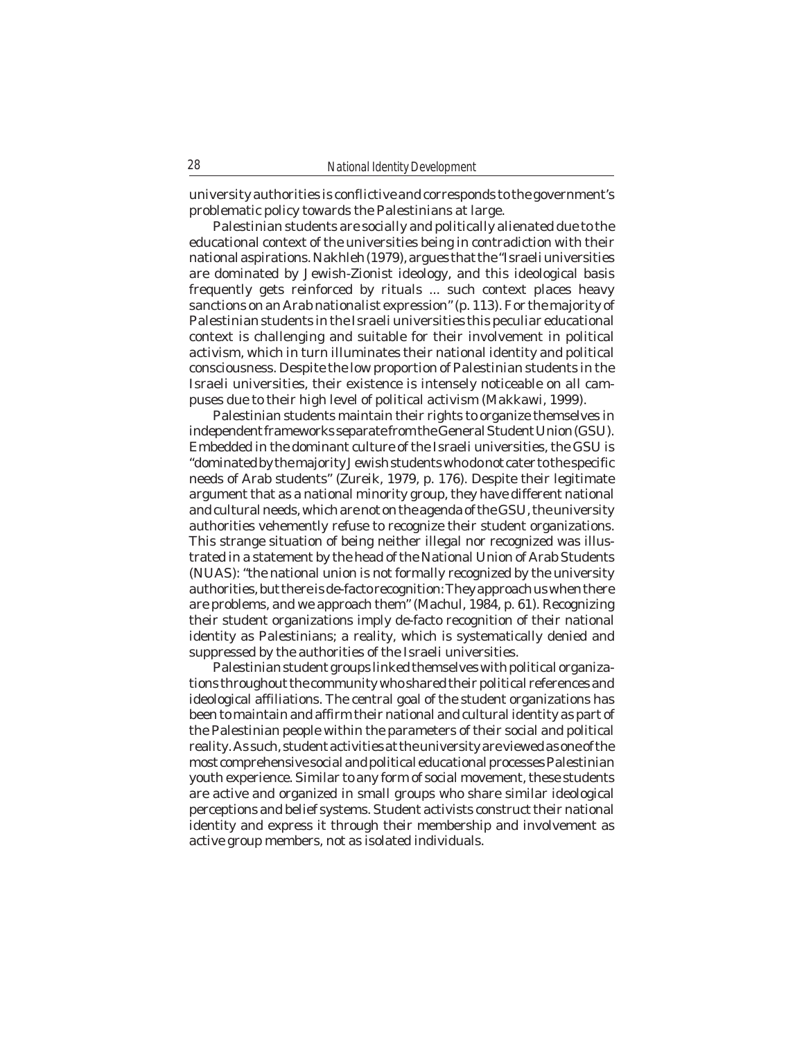university authorities is conflictive and corresponds to the government's problematic policy towards the Palestinians at large.

Palestinian students are socially and politically alienated due to the educational context of the universities being in contradiction with their national aspirations. Nakhleh (1979), argues that the "Israeli universities are dominated by Jewish-Zionist ideology, and this ideological basis frequently gets reinforced by rituals ... such context places heavy sanctions on an Arab nationalist expression" (p. 113). For the majority of Palestinian students in the Israeli universities this peculiar educational context is challenging and suitable for their involvement in political activism, which in turn illuminates their national identity and political consciousness. Despite the low proportion of Palestinian students in the Israeli universities, their existence is intensely noticeable on all campuses due to their high level of political activism (Makkawi, 1999).

Palestinian students maintain their rights to organize themselves in independent frameworks separate from the General Student Union (GSU). Embedded in the dominant culture of the Israeli universities, the GSU is "dominated by the majority Jewish students who do not cater to the specific needs of Arab students" (Zureik, 1979, p. 176). Despite their legitimate argument that as a national minority group, they have different national and cultural needs, which are not on the agenda of the GSU, the university authorities vehemently refuse to recognize their student organizations. This strange situation of being neither illegal nor recognized was illustrated in a statement by the head of the National Union of Arab Students (NUAS): "the national union is not formally recognized by the university authorities, but there is de-facto recognition: They approach us when there are problems, and we approach them" (Machul, 1984, p. 61). Recognizing their student organizations imply de-facto recognition of their national identity as Palestinians; a reality, which is systematically denied and suppressed by the authorities of the Israeli universities.

Palestinian student groups linked themselves with political organizations throughout the community who shared their political references and ideological affiliations. The central goal of the student organizations has been to maintain and affirm their national and cultural identity as part of the Palestinian people within the parameters of their social and political reality. As such, student activities at the university are viewed as one of the most comprehensive social and political educational processes Palestinian youth experience. Similar to any form of social movement, these students are active and organized in small groups who share similar ideological perceptions and belief systems. Student activists construct their national identity and express it through their membership and involvement as active group members, not as isolated individuals.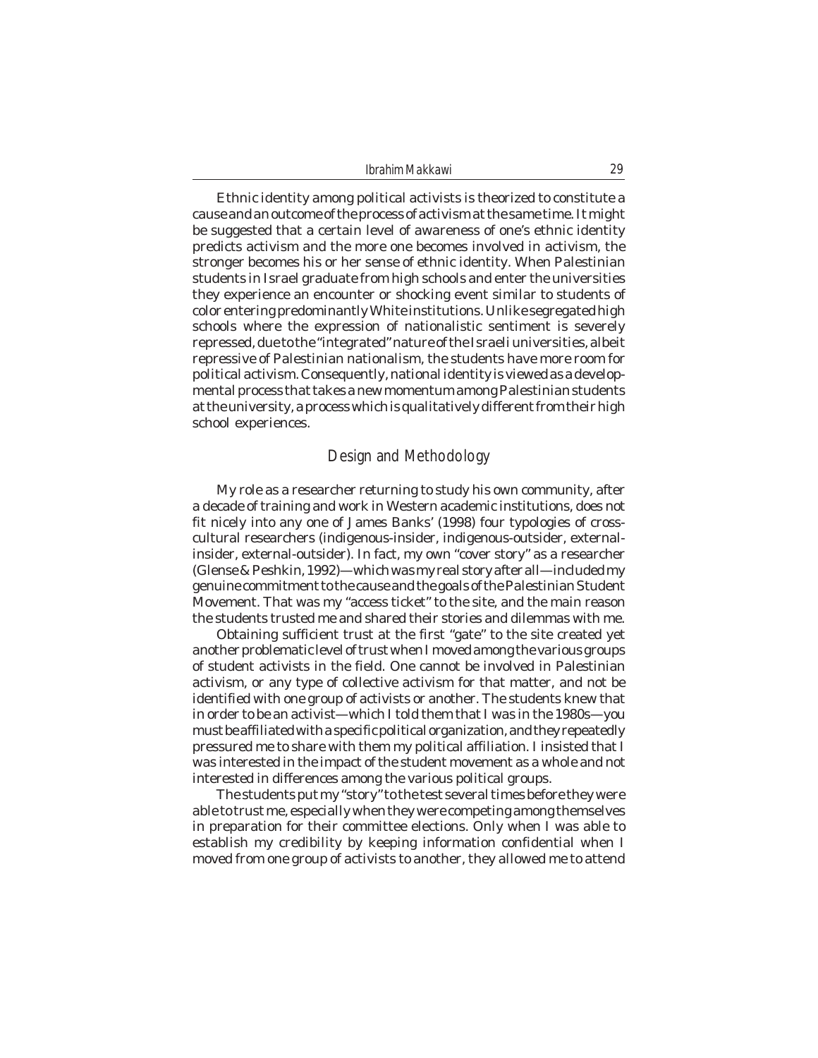Ethnic identity among political activists is theorized to constitute a cause and an outcome of the process of activism at the same time. It might be suggested that a certain level of awareness of one's ethnic identity predicts activism and the more one becomes involved in activism, the stronger becomes his or her sense of ethnic identity. When Palestinian students in Israel graduate from high schools and enter the universities they experience an encounter or shocking event similar to students of color entering predominantly White institutions. Unlike segregated high schools where the expression of nationalistic sentiment is severely repressed, due to the "integrated" nature of the Israeli universities, albeit repressive of Palestinian nationalism, the students have more room for political activism. Consequently, national identity is viewed as a developmental process that takes a new momentum among Palestinian students at the university, a process which is qualitatively different from their high school experiences.

## Design and Methodology

My role as a researcher returning to study his own community, after a decade of training and work in Western academic institutions, does not fit nicely into any one of James Banks' (1998) four typologies of cross-cultural researchers (indigenous-insider, indigenous-outsider, external-insider, external-outsider). In fact, my own "cover story" as a researcher (Glense & Peshkin, 1992)—which was my real story after all—included my genuine commitment to the cause and the goals of the Palestinian Student Movement. That was my "access ticket" to the site, and the main reason the students trusted me and shared their stories and dilemmas with me.

Obtaining sufficient trust at the first "gate" to the site created yet another problematic level of trust when I moved among the various groups of student activists in the field. One cannot be involved in Palestinian activism, or any type of collective activism for that matter, and not be identified with one group of activists or another. The students knew that in order to be an activist—which I told them that I was in the 1980s—you must be affiliated with a specific political organization, and they repeatedly pressured me to share with them my political affiliation. I insisted that I was interested in the impact of the student movement as a whole and not interested in differences among the various political groups.

The students put my "story" to the test several times before they were able to trust me, especially when they were competing among themselves in preparation for their committee elections. Only when I was able to establish my credibility by keeping information confidential when I moved from one group of activists to another, they allowed me to attend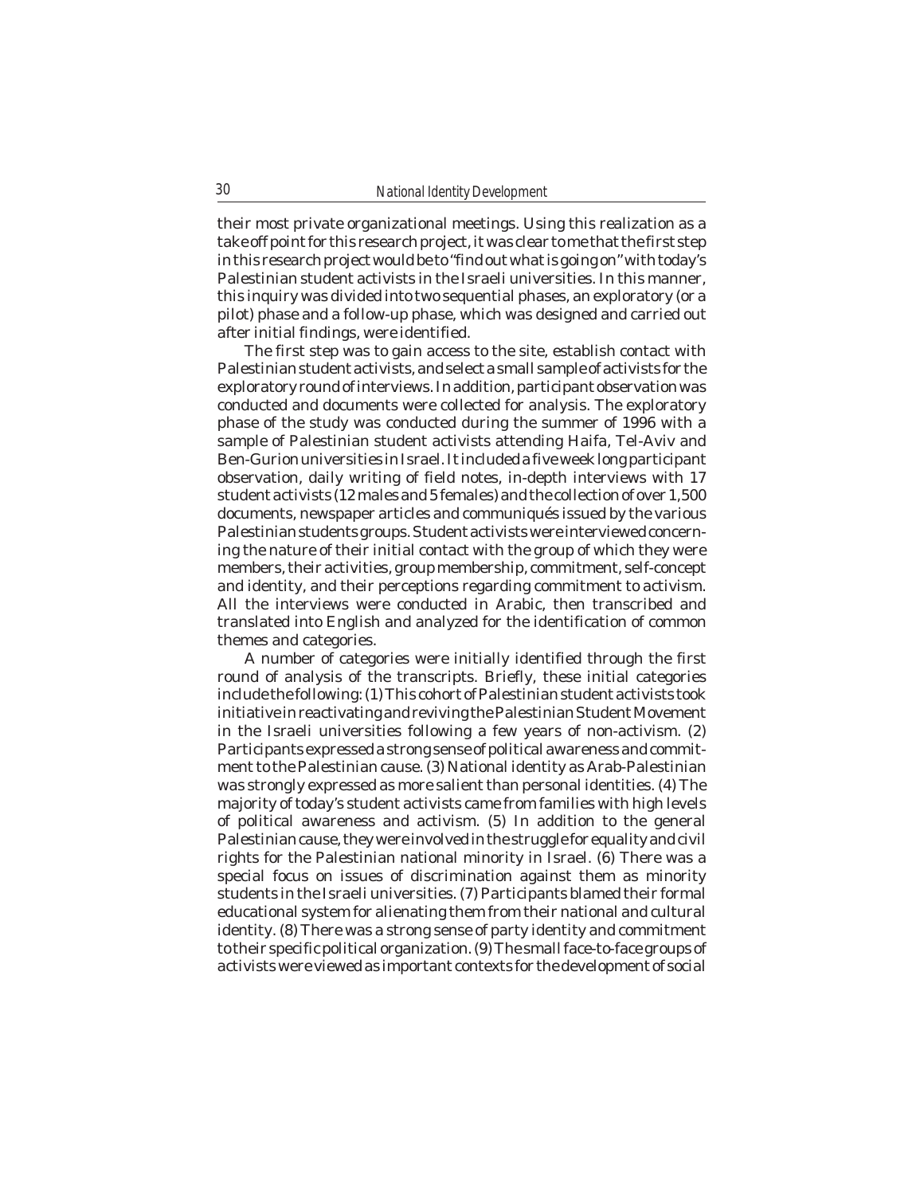their most private organizational meetings. Using this realization as a takeoff point for this research project, it was clear to me that the first step in this research project would be to "find out what is going on" with today's Palestinian student activists in the Israeli universities. In this manner, this inquiry was divided into two sequential phases, an exploratory (or a pilot) phase and a follow-up phase, which was designed and carried out after initial findings, were identified.

The first step was to gain access to the site, establish contact with Palestinian student activists, and select a small sample of activists for the exploratory round of interviews. In addition, participant observation was conducted and documents were collected for analysis. The exploratory phase of the study was conducted during the summer of 1996 with a sample of Palestinian student activists attending Haifa, Tel-Aviv and Ben-Gurion universities in Israel. It included a five week long participant observation, daily writing of field notes, in-depth interviews with 17 student activists (12 males and 5 females) and the collection of over 1,500 documents, newspaper articles and communiqués issued by the various Palestinian students groups. Student activists were interviewed concerning the nature of their initial contact with the group of which they were members, their activities, group membership, commitment, self-concept and identity, and their perceptions regarding commitment to activism. All the interviews were conducted in Arabic, then transcribed and translated into English and analyzed for the identification of common themes and categories.

A number of categories were initially identified through the first round of analysis of the transcripts. Briefly, these initial categories include the following: (1) This cohort of Palestinian student activists took initiative in reactivating and reviving the Palestinian Student Movement in the Israeli universities following a few years of non-activism. (2) Participants expressed a strong sense of political awareness and commitment to the Palestinian cause. (3) National identity as Arab-Palestinian was strongly expressed as more salient than personal identities. (4) The majority of today's student activists came from families with high levels of political awareness and activism. (5) In addition to the general Palestinian cause, they were involved in the struggle for equality and civil rights for the Palestinian national minority in Israel. (6) There was a special focus on issues of discrimination against them as minority students in the Israeli universities. (7) Participants blamed their formal educational system for alienating them from their national and cultural identity. (8) There was a strong sense of party identity and commitment to their specific political organization. (9) The small face-to-face groups of activists were viewed as important contexts for the development of social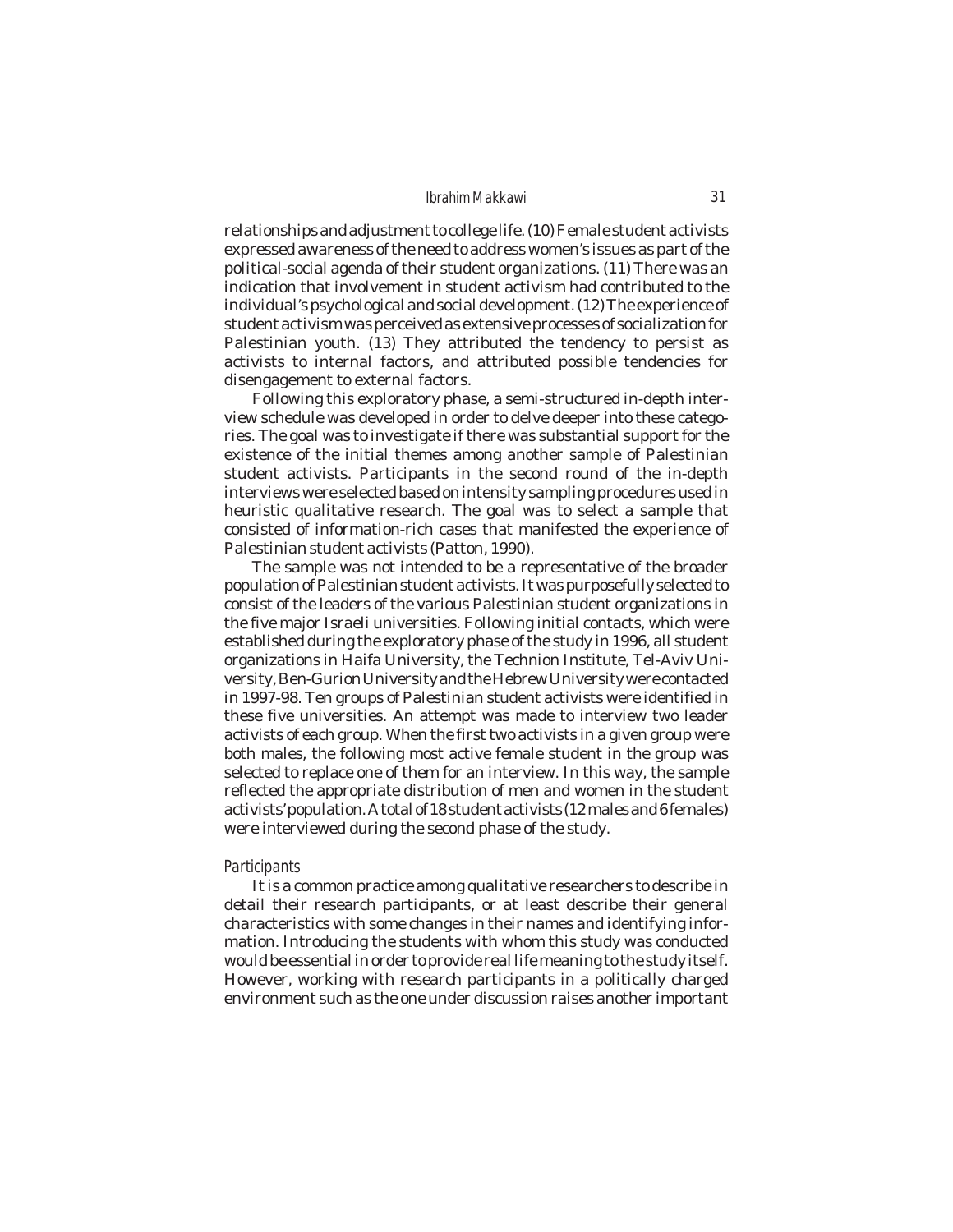relationships and adjustment to college life. (10) Female student activists expressed awareness of the need to address women's issues as part of the political-social agenda of their student organizations. (11) There was an indication that involvement in student activism had contributed to the individual's psychological and social development. (12) The experience of student activism was perceived as extensive processes of socialization for Palestinian youth. (13) They attributed the tendency to persist as activists to internal factors, and attributed possible tendencies for disengagement to external factors.

Following this exploratory phase, a semi-structured in-depth interview schedule was developed in order to delve deeper into these categories. The goal was to investigate if there was substantial support for the existence of the initial themes among another sample of Palestinian student activists. Participants in the second round of the in-depth interviews were selected based on intensity sampling procedures used in heuristic qualitative research. The goal was to select a sample that consisted of information-rich cases that manifested the experience of Palestinian student activists (Patton, 1990).

The sample was not intended to be a representative of the broader population of Palestinian student activists. It was purposefully selected to consist of the leaders of the various Palestinian student organizations in the five major Israeli universities. Following initial contacts, which were established during the exploratory phase of the study in 1996, all student organizations in Haifa University, the Technion Institute, Tel-Aviv University, Ben-Gurion University and the Hebrew University were contacted in 1997-98. Ten groups of Palestinian student activists were identified in these five universities. An attempt was made to interview two leader activists of each group. When the first two activists in a given group were both males, the following most active female student in the group was selected to replace one of them for an interview. In this way, the sample reflected the appropriate distribution of men and women in the student activists' population. A total of 18 student activists (12 males and 6 females) were interviewed during the second phase of the study.

### *Participants*

It is a common practice among qualitative researchers to describe in detail their research participants, or at least describe their general characteristics with some changes in their names and identifying information. Introducing the students with whom this study was conducted would be essential in order to provide real life meaning to the study itself. However, working with research participants in a politically charged environment such as the one under discussion raises another important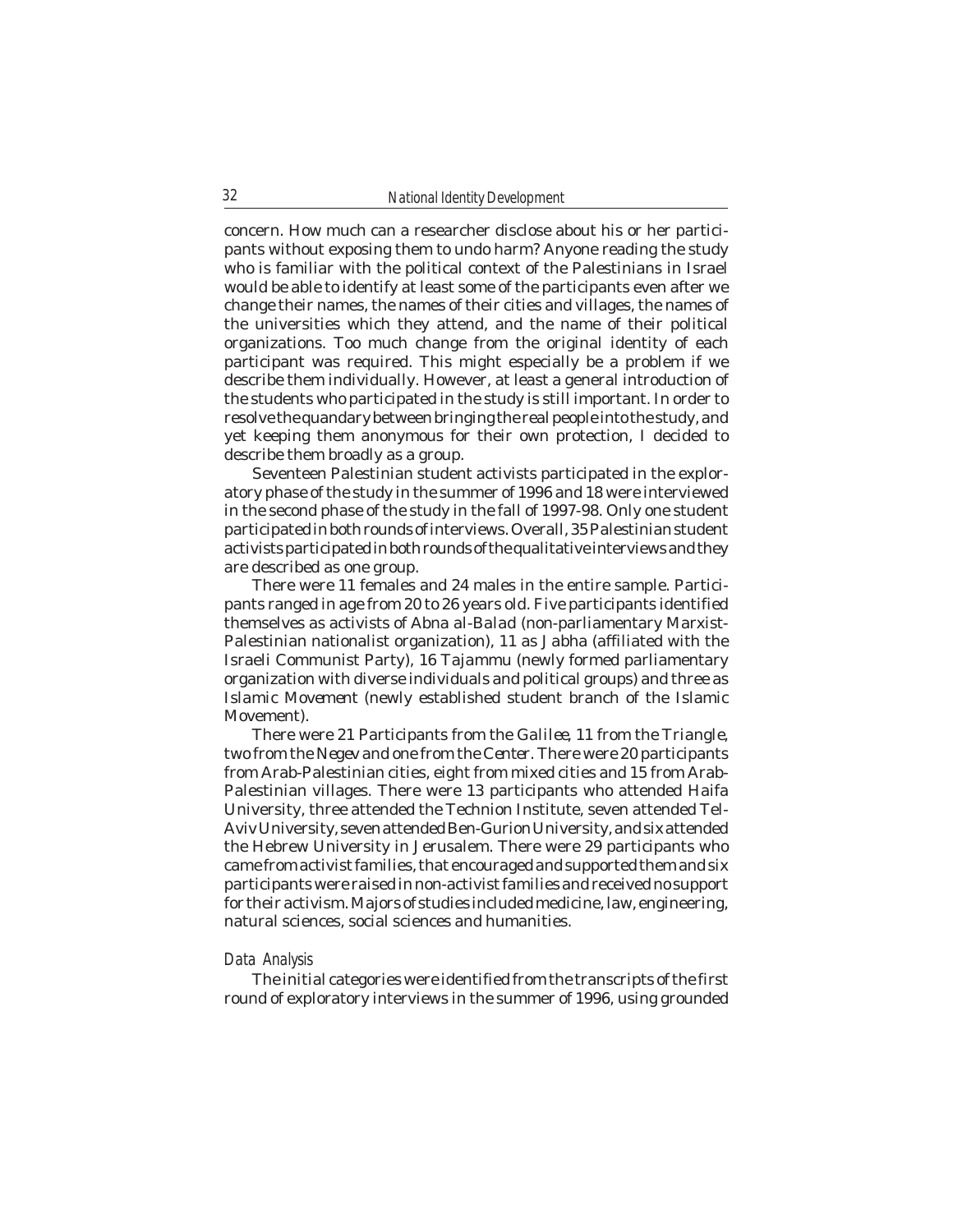concern. How much can a researcher disclose about his or her participants without exposing them to undo harm? Anyone reading the study who is familiar with the political context of the Palestinians in Israel would be able to identify at least some of the participants even after we change their names, the names of their cities and villages, the names of the universities which they attend, and the name of their political organizations. Too much change from the original identity of each participant was required. This might especially be a problem if we describe them individually. However, at least a general introduction of the students who participated in the study is still important. In order to resolve the quandary between bringing the real people into the study, and yet keeping them anonymous for their own protection, I decided to describe them broadly as a group.

Seventeen Palestinian student activists participated in the exploratory phase of the study in the summer of 1996 and 18 were interviewed in the second phase of the study in the fall of 1997-98. Only one student participated in both rounds of interviews. Overall, 35 Palestinian student activists participated in both rounds of the qualitative interviews and they are described as one group.

There were 11 females and 24 males in the entire sample. Participants ranged in age from 20 to 26 years old. Five participants identified themselves as activists of *Abna al-Balad* (non-parliamentary Marxist-Palestinian nationalist organization), 11 as *Jabha* (affiliated with the Israeli Communist Party), 16 *Tajammu* (newly formed parliamentary organization with diverse individuals and political groups) and three as *Islamic Movement* (newly established student branch of the Islamic Movement).

There were 21 Participants from the *Galilee*, 11 from the *Triangle*, two from the *Negev* and one from the *Center*. There were 20 participants from Arab-Palestinian cities, eight from mixed cities and 15 from Arab-Palestinian villages. There were 13 participants who attended Haifa University, three attended the Technion Institute, seven attended Tel-Aviv University, seven attended Ben-Gurion University, and six attended the Hebrew University in Jerusalem. There were 29 participants who came from activist families, that encouraged and supported them and six participants were raised in non-activist families and received no support for their activism. Majors of studies included medicine, law, engineering, natural sciences, social sciences and humanities.

### *Data Analysis*

The initial categories were identified from the transcripts of the first round of exploratory interviews in the summer of 1996, using grounded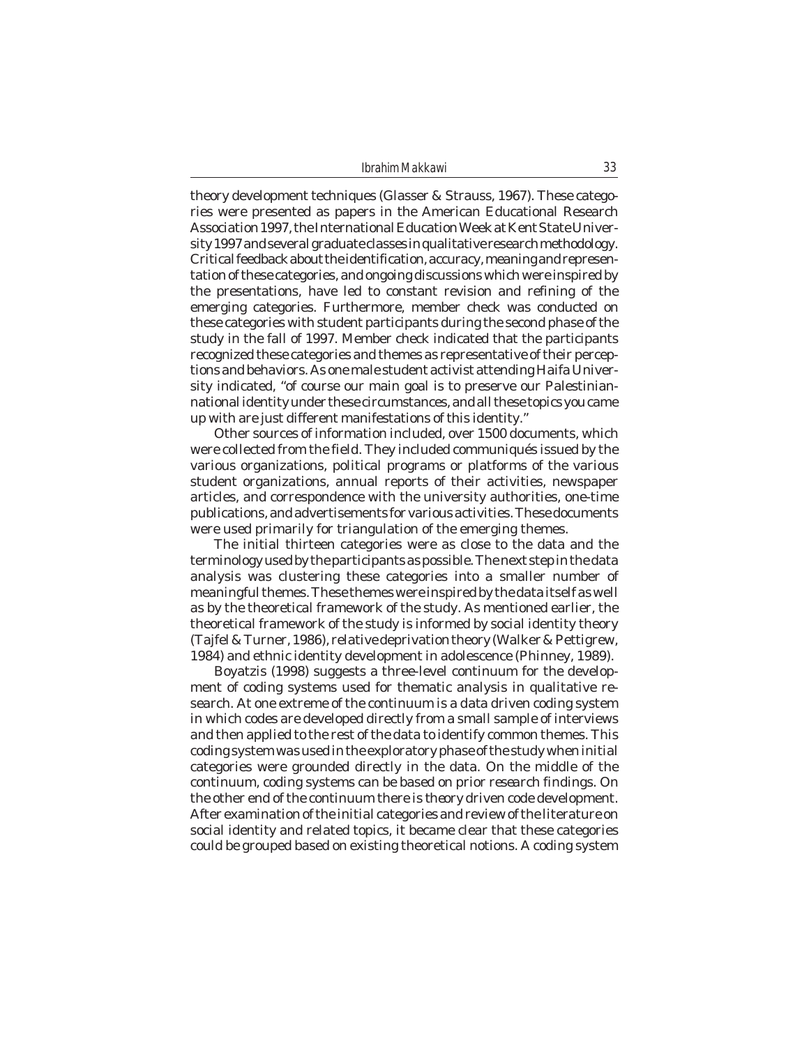theory development techniques (Glasser & Strauss, 1967). These categories were presented as papers in the American Educational Research Association 1997, the International Education Week at Kent State University 1997 and several graduate classes in qualitative research methodology. Critical feedback about the identification, accuracy, meaning and representation of these categories, and ongoing discussions which were inspired by the presentations, have led to constant revision and refining of the emerging categories. Furthermore, member check was conducted on these categories with student participants during the second phase of the study in the fall of 1997. Member check indicated that the participants recognized these categories and themes as representative of their perceptions and behaviors. As one male student activist attending Haifa University indicated, "of course our main goal is to preserve our Palestinian-national identity under these circumstances, and all these topics you came up with are just different manifestations of this identity."

Other sources of information included, over 1500 documents, which were collected from the field. They included communiqués issued by the various organizations, political programs or platforms of the various student organizations, annual reports of their activities, newspaper articles, and correspondence with the university authorities, one-time publications, and advertisements for various activities. These documents were used primarily for triangulation of the emerging themes.

The initial thirteen categories were as close to the data and the terminology used by the participants as possible. The next step in the data analysis was clustering these categories into a smaller number of meaningful themes. These themes were inspired by the data itself as well as by the theoretical framework of the study. As mentioned earlier, the theoretical framework of the study is informed by social identity theory (Tajfel & Turner, 1986), relative deprivation theory (Walker & Pettigrew, 1984) and ethnic identity development in adolescence (Phinney, 1989).

Boyatzis (1998) suggests a three-level continuum for the development of coding systems used for thematic analysis in qualitative research. At one extreme of the continuum is a data driven coding system in which codes are developed directly from a small sample of interviews and then applied to the rest of the data to identify common themes. This coding system was used in the exploratory phase of the study when initial categories were grounded directly in the data. On the middle of the continuum, coding systems can be based on prior research findings. On the other end of the continuum there is theory driven code development. After examination of the initial categories and review of the literature on social identity and related topics, it became clear that these categories could be grouped based on existing theoretical notions. A coding system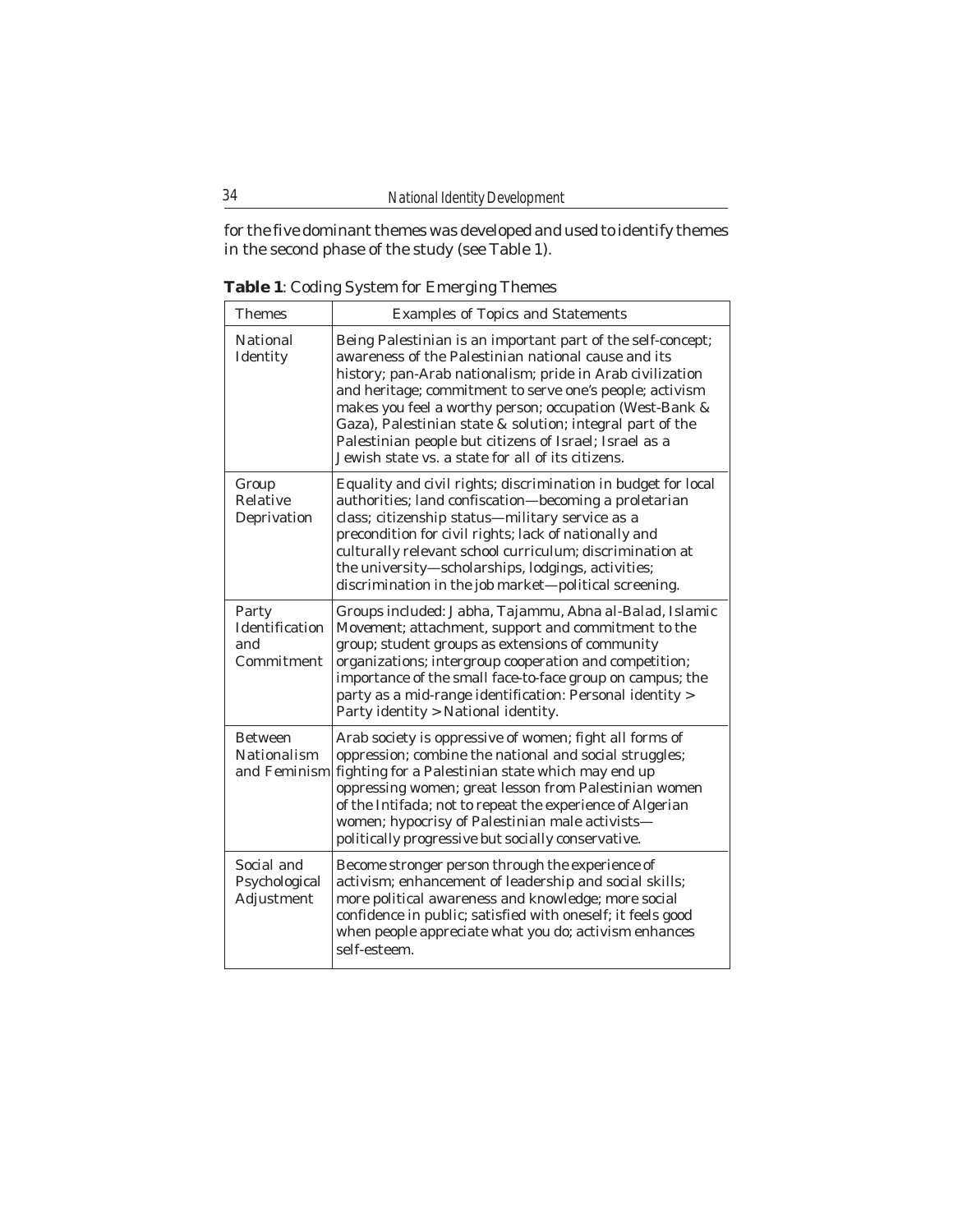for the five dominant themes was developed and used to identify themes in the second phase of the study (see Table 1).

**Table 1**: Coding System for Emerging Themes

| Themes | Examples of Topics and Statements |
|---|---|
| National Identity | Being Palestinian is an important part of the self-concept; awareness of the Palestinian national cause and its history; pan-Arab nationalism; pride in Arab civilization and heritage; commitment to serve one's people; activism makes you feel a worthy person; occupation (West-Bank & Gaza), Palestinian state & solution; integral part of the Palestinian people but citizens of Israel; Israel as a Jewish state vs. a state for all of its citizens. |
| Group Relative Deprivation | Equality and civil rights; discrimination in budget for local authorities; land confiscation—becoming a proletarian class; citizenship status—military service as a precondition for civil rights; lack of nationally and culturally relevant school curriculum; discrimination at the university—scholarships, lodgings, activities; discrimination in the job market—political screening. |
| Party Identification and Commitment | Groups included: Jabha, Tajammu, Abna al-Balad, Islamic Movement; attachment, support and commitment to the group; student groups as extensions of community organizations; intergroup cooperation and competition; importance of the small face-to-face group on campus; the party as a mid-range identification: Personal identity > Party identity > National identity. |
| Between Nationalism and Feminism | Arab society is oppressive of women; fight all forms of oppression; combine the national and social struggles; fighting for a Palestinian state which may end up oppressing women; great lesson from Palestinian women of the Intifada; not to repeat the experience of Algerian women; hypocrisy of Palestinian male activists—politically progressive but socially conservative. |
| Social and Psychological Adjustment | Become stronger person through the experience of activism; enhancement of leadership and social skills; more political awareness and knowledge; more social confidence in public; satisfied with oneself; it feels good when people appreciate what you do; activism enhances self-esteem. |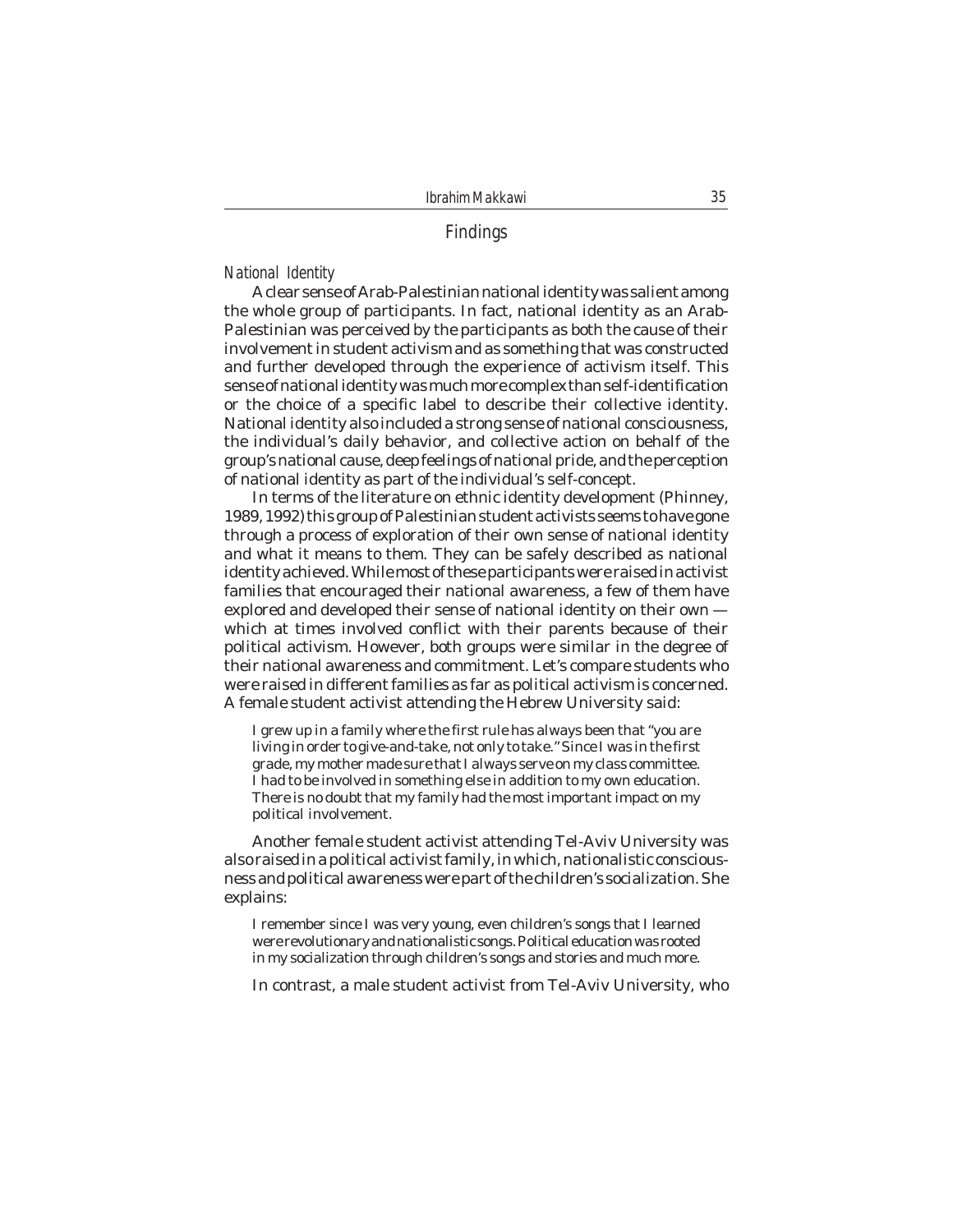## Findings

### *National Identity*

A clear sense of Arab-Palestinian national identity was salient among the whole group of participants. In fact, national identity as an Arab-Palestinian was perceived by the participants as both the cause of their involvement in student activism and as something that was constructed and further developed through the experience of activism itself. This sense of national identity was much more complex than self-identification or the choice of a specific label to describe their collective identity. National identity also included a strong sense of national consciousness, the individual's daily behavior, and collective action on behalf of the group's national cause, deep feelings of national pride, and the perception of national identity as part of the individual's self-concept.

In terms of the literature on ethnic identity development (Phinney, 1989, 1992) this group of Palestinian student activists seems to have gone through a process of exploration of their own sense of national identity and what it means to them. They can be safely described as national identity achieved. While most of these participants were raised in activist families that encouraged their national awareness, a few of them have explored and developed their sense of national identity on their own — which at times involved conflict with their parents because of their political activism. However, both groups were similar in the degree of their national awareness and commitment. Let's compare students who were raised in different families as far as political activism is concerned. A female student activist attending the Hebrew University said:

> I grew up in a family where the first rule has always been that "you are living in order to give-and-take, not only to take." Since I was in the first grade, my mother made sure that I always serve on my class committee. I had to be involved in something else in addition to my own education. There is no doubt that my family had the most important impact on my political involvement.

Another female student activist attending Tel-Aviv University was also raised in a political activist family, in which, nationalistic consciousness and political awareness were part of the children's socialization. She explains:

> I remember since I was very young, even children's songs that I learned were revolutionary and nationalistic songs. Political education was rooted in my socialization through children's songs and stories and much more.

In contrast, a male student activist from Tel-Aviv University, who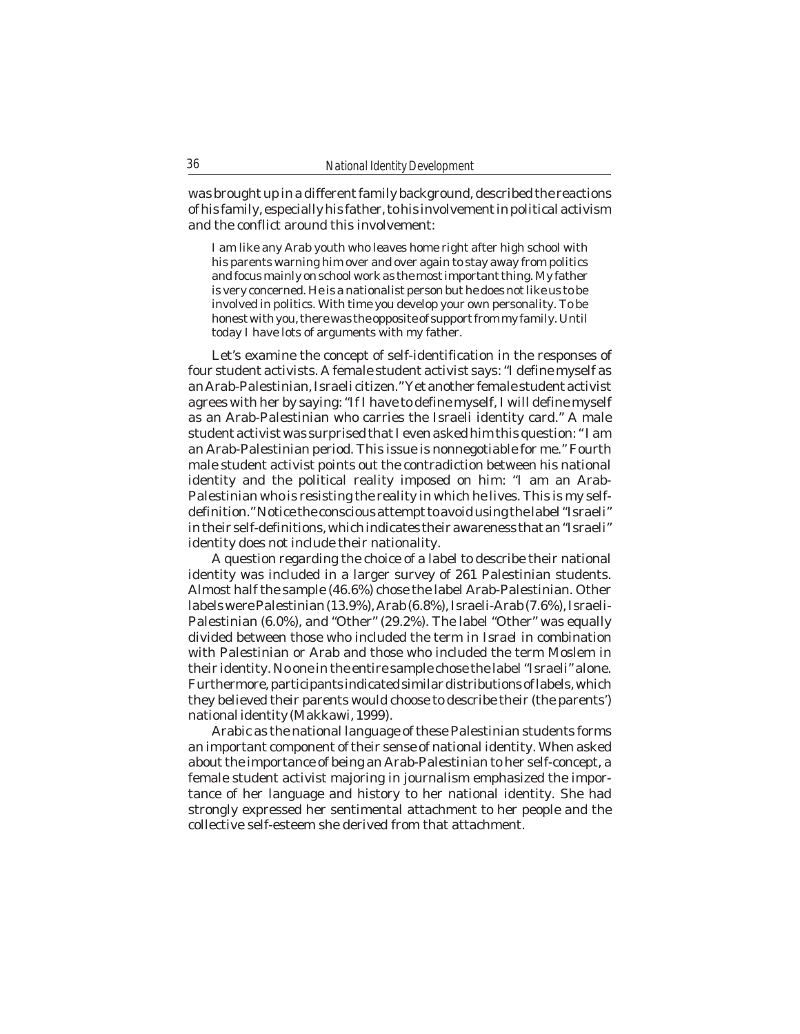was brought up in a different family background, described the reactions of his family, especially his father, to his involvement in political activism and the conflict around this involvement:

> I am like any Arab youth who leaves home right after high school with his parents warning him over and over again to stay away from politics and focus mainly on school work as the most important thing. My father is very concerned. He is a nationalist person but he does not like us to be involved in politics. With time you develop your own personality. To be honest with you, there was the opposite of support from my family. Until today I have lots of arguments with my father.

Let's examine the concept of self-identification in the responses of four student activists. A female student activist says: "I define myself as an Arab-Palestinian, Israeli citizen." Yet another female student activist agrees with her by saying: "If I have to define myself, I will define myself as an Arab-Palestinian who carries the Israeli identity card." A male student activist was surprised that I even asked him this question: "I am an Arab-Palestinian period. This issue is nonnegotiable for me." Fourth male student activist points out the contradiction between his national identity and the political reality imposed on him: "I am an Arab-Palestinian who is resisting the reality in which he lives. This is my self-definition." Notice the conscious attempt to avoid using the label "Israeli" in their self-definitions, which indicates their awareness that an "Israeli" identity does not include their nationality.

A question regarding the choice of a label to describe their national identity was included in a larger survey of 261 Palestinian students. Almost half the sample (46.6%) chose the label Arab-Palestinian. Other labels were Palestinian (13.9%), Arab (6.8%), Israeli-Arab (7.6%), Israeli-Palestinian (6.0%), and "Other" (29.2%). The label "Other" was equally divided between those who included the term in *Israel* in combination with Palestinian or Arab and those who included the term *Moslem* in their identity. No one in the entire sample chose the label "Israeli" alone. Furthermore, participants indicated similar distributions of labels, which they believed their parents would choose to describe their (the parents') national identity (Makkawi, 1999).

Arabic as the national language of these Palestinian students forms an important component of their sense of national identity. When asked about the importance of being an Arab-Palestinian to her self-concept, a female student activist majoring in journalism emphasized the importance of her language and history to her national identity. She had strongly expressed her sentimental attachment to her people and the collective self-esteem she derived from that attachment.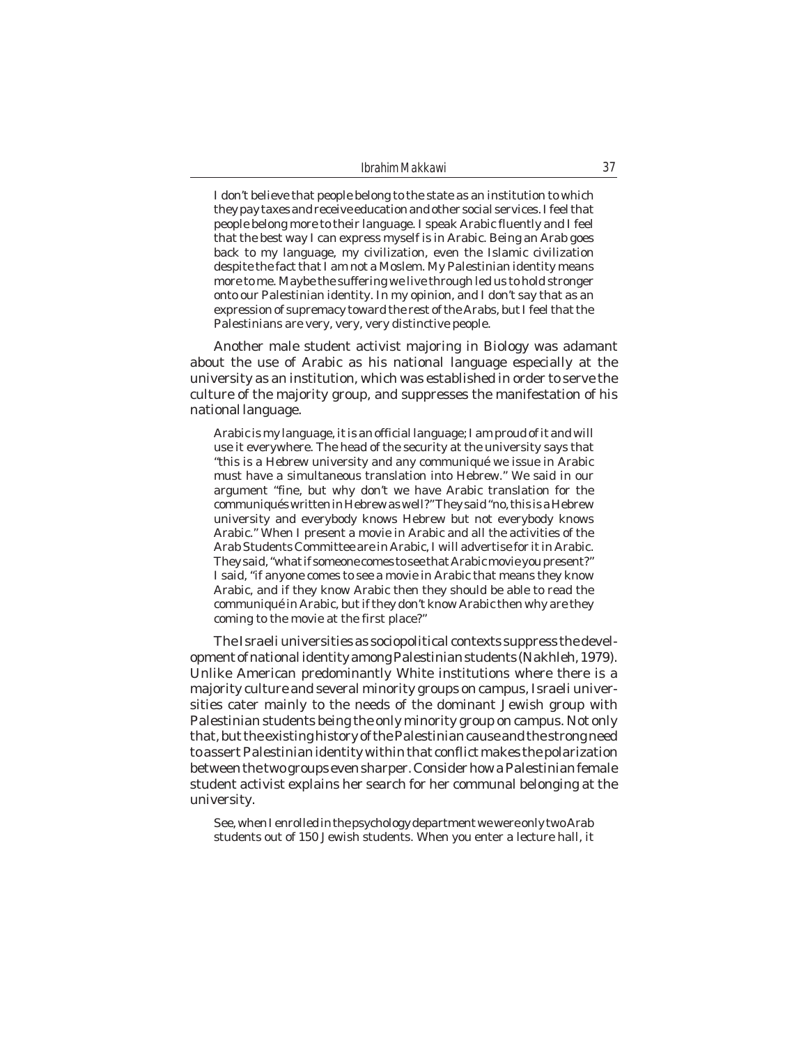> I don't believe that people belong to the state as an institution to which they pay taxes and receive education and other social services. I feel that people belong more to their language. I speak Arabic fluently and I feel that the best way I can express myself is in Arabic. Being an Arab goes back to my language, my civilization, even the Islamic civilization despite the fact that I am not a Moslem. My Palestinian identity means more to me. Maybe the suffering we live through led us to hold stronger onto our Palestinian identity. In my opinion, and I don't say that as an expression of supremacy toward the rest of the Arabs, but I feel that the Palestinians are very, very, very distinctive people.

Another male student activist majoring in Biology was adamant about the use of Arabic as his national language especially at the university as an institution, which was established in order to serve the culture of the majority group, and suppresses the manifestation of his national language.

> Arabic is my language, it is an official language; I am proud of it and will use it everywhere. The head of the security at the university says that "this is a Hebrew university and any communiqué we issue in Arabic must have a simultaneous translation into Hebrew." We said in our argument "fine, but why don't we have Arabic translation for the communiqués written in Hebrew as well?" They said "no, this is a Hebrew university and everybody knows Hebrew but not everybody knows Arabic." When I present a movie in Arabic and all the activities of the Arab Students Committee are in Arabic, I will advertise for it in Arabic. They said, "what if someone comes to see that Arabic movie you present?" I said, "if anyone comes to see a movie in Arabic that means they know Arabic, and if they know Arabic then they should be able to read the communiqué in Arabic, but if they don't know Arabic then why are they coming to the movie at the first place?"

The Israeli universities as sociopolitical contexts suppress the development of national identity among Palestinian students (Nakhleh, 1979). Unlike American predominantly White institutions where there is a majority culture and several minority groups on campus, Israeli universities cater mainly to the needs of the dominant Jewish group with Palestinian students being the only minority group on campus. Not only that, but the existing history of the Palestinian cause and the strong need to assert Palestinian identity within that conflict makes the polarization between the two groups even sharper. Consider how a Palestinian female student activist explains her search for her communal belonging at the university.

> See, when I enrolled in the psychology department we were only two Arab students out of 150 Jewish students. When you enter a lecture hall, it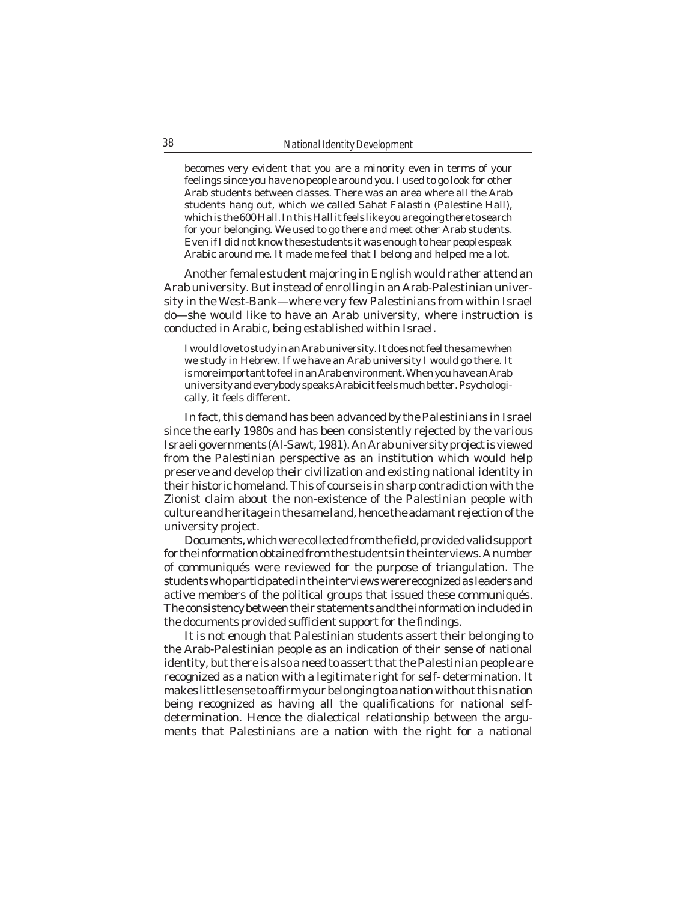> becomes very evident that you are a minority even in terms of your feelings since you have no people around you. I used to go look for other Arab students between classes. There was an area where all the Arab students hang out, which we called Sahat Falastin (Palestine Hall), which is the 600 Hall. In this Hall it feels like you are going there to search for your belonging. We used to go there and meet other Arab students. Even if I did not know these students it was enough to hear people speak Arabic around me. It made me feel that I belong and helped me a lot.

Another female student majoring in English would rather attend an Arab university. But instead of enrolling in an Arab-Palestinian university in the West-Bank—where very few Palestinians from within Israel do—she would like to have an Arab university, where instruction is conducted in Arabic, being established within Israel.

> I would love to study in an Arab university. It does not feel the same when we study in Hebrew. If we have an Arab university I would go there. It is more important to feel in an Arab environment. When you have an Arab university and everybody speaks Arabic it feels much better. Psychologically, it feels different.

In fact, this demand has been advanced by the Palestinians in Israel since the early 1980s and has been consistently rejected by the various Israeli governments (Al-Sawt, 1981). An Arab university project is viewed from the Palestinian perspective as an institution which would help preserve and develop their civilization and existing national identity in their historic homeland. This of course is in sharp contradiction with the Zionist claim about the non-existence of the Palestinian people with culture and heritage in the same land, hence the adamant rejection of the university project.

Documents, which were collected from the field, provided valid support for the information obtained from the students in the interviews. A number of communiqués were reviewed for the purpose of triangulation. The students who participated in the interviews were recognized as leaders and active members of the political groups that issued these communiqués. The consistency between their statements and the information included in the documents provided sufficient support for the findings.

It is not enough that Palestinian students assert their belonging to the Arab-Palestinian people as an indication of their sense of national identity, but there is also a need to assert that the Palestinian people are recognized as a nation with a legitimate right for self- determination. It makes little sense to affirm your belonging to a nation without this nation being recognized as having all the qualifications for national self-determination. Hence the dialectical relationship between the arguments that Palestinians are a nation with the right for a national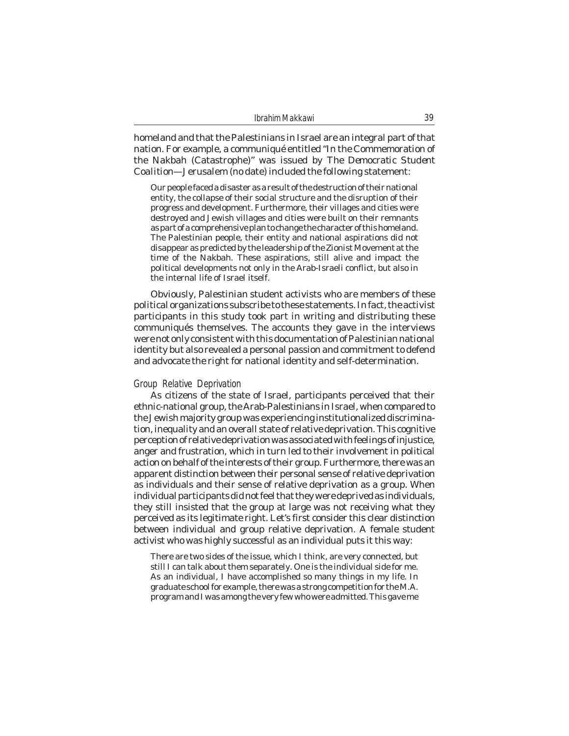homeland and that the Palestinians in Israel are an integral part of that nation. For example, a communiqué entitled "In the Commemoration of the Nakbah (Catastrophe)" was issued by *The Democratic Student Coalition—Jerusalem* (no date) included the following statement:

> Our people faced a disaster as a result of the destruction of their national entity, the collapse of their social structure and the disruption of their progress and development. Furthermore, their villages and cities were destroyed and Jewish villages and cities were built on their remnants as part of a comprehensive plan to change the character of this homeland. The Palestinian people, their entity and national aspirations did not disappear as predicted by the leadership of the Zionist Movement at the time of the Nakbah. These aspirations, still alive and impact the political developments not only in the Arab-Israeli conflict, but also in the internal life of Israel itself.

Obviously, Palestinian student activists who are members of these political organizations subscribe to these statements. In fact, the activist participants in this study took part in writing and distributing these communiqués themselves. The accounts they gave in the interviews were not only consistent with this documentation of Palestinian national identity but also revealed a personal passion and commitment to defend and advocate the right for national identity and self-determination.

### *Group Relative Deprivation*

As citizens of the state of Israel, participants perceived that their ethnic-national group, the Arab-Palestinians in Israel, when compared to the Jewish majority group was experiencing institutionalized discrimination, inequality and an overall state of relative deprivation. This cognitive perception of relative deprivation was associated with feelings of injustice, anger and frustration, which in turn led to their involvement in political action on behalf of the interests of their group. Furthermore, there was an apparent distinction between their personal sense of relative deprivation as individuals and their sense of relative deprivation as a group. When individual participants did not feel that they were deprived as individuals, they still insisted that the group at large was not receiving what they perceived as its legitimate right. Let's first consider this clear distinction between individual and group relative deprivation. A female student activist who was highly successful as an individual puts it this way:

> There are two sides of the issue, which I think, are very connected, but still I can talk about them separately. One is the individual side for me. As an individual, I have accomplished so many things in my life. In graduate school for example, there was a strong competition for the M.A. program and I was among the very few who were admitted. This gave me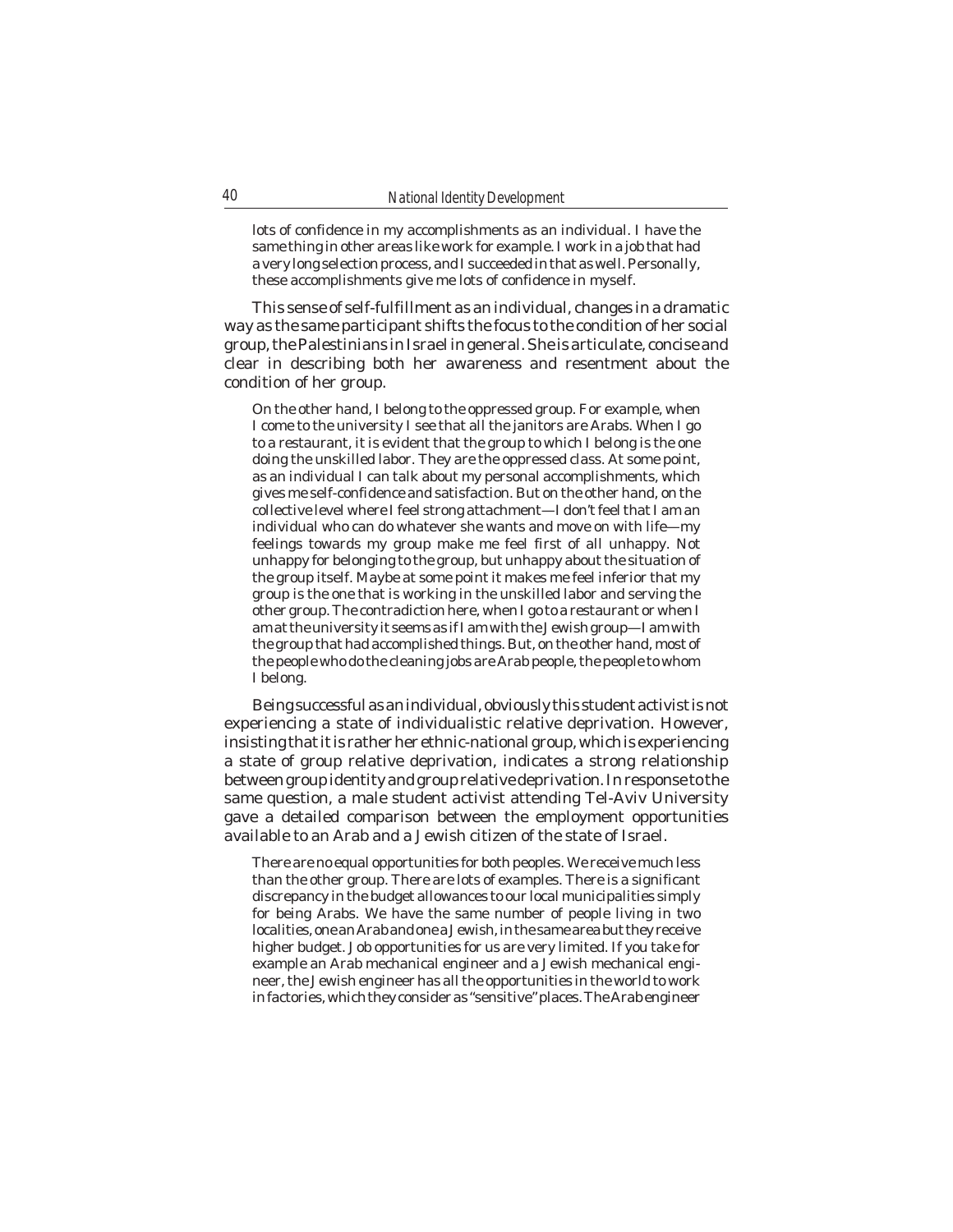lots of confidence in my accomplishments as an individual. I have the same thing in other areas like work for example. I work in a job that had a very long selection process, and I succeeded in that as well. Personally, these accomplishments give me lots of confidence in myself.

This sense of self-fulfillment as an individual, changes in a dramatic way as the same participant shifts the focus to the condition of her social group, the Palestinians in Israel in general. She is articulate, concise and clear in describing both her awareness and resentment about the condition of her group.

> On the other hand, I belong to the oppressed group. For example, when I come to the university I see that all the janitors are Arabs. When I go to a restaurant, it is evident that the group to which I belong is the one doing the unskilled labor. They are the oppressed class. At some point, as an individual I can talk about my personal accomplishments, which gives me self-confidence and satisfaction. But on the other hand, on the collective level where I feel strong attachment—I don't feel that I am an individual who can do whatever she wants and move on with life—my feelings towards my group make me feel first of all unhappy. Not unhappy for belonging to the group, but unhappy about the situation of the group itself. Maybe at some point it makes me feel inferior that my group is the one that is working in the unskilled labor and serving the other group. The contradiction here, when I go to a restaurant or when I am at the university it seems as if I am with the Jewish group—I am with the group that had accomplished things. But, on the other hand, most of the people who do the cleaning jobs are Arab people, the people to whom I belong.

Being successful as an individual, obviously this student activist is not experiencing a state of individualistic relative deprivation. However, insisting that it is rather her ethnic-national group, which is experiencing a state of group relative deprivation, indicates a strong relationship between group identity and group relative deprivation. In response to the same question, a male student activist attending Tel-Aviv University gave a detailed comparison between the employment opportunities available to an Arab and a Jewish citizen of the state of Israel.

> There are no equal opportunities for both peoples. We receive much less than the other group. There are lots of examples. There is a significant discrepancy in the budget allowances to our local municipalities simply for being Arabs. We have the same number of people living in two localities, one an Arab and one a Jewish, in the same area but they receive higher budget. Job opportunities for us are very limited. If you take for example an Arab mechanical engineer and a Jewish mechanical engineer, the Jewish engineer has all the opportunities in the world to work in factories, which they consider as "sensitive" places. The Arab engineer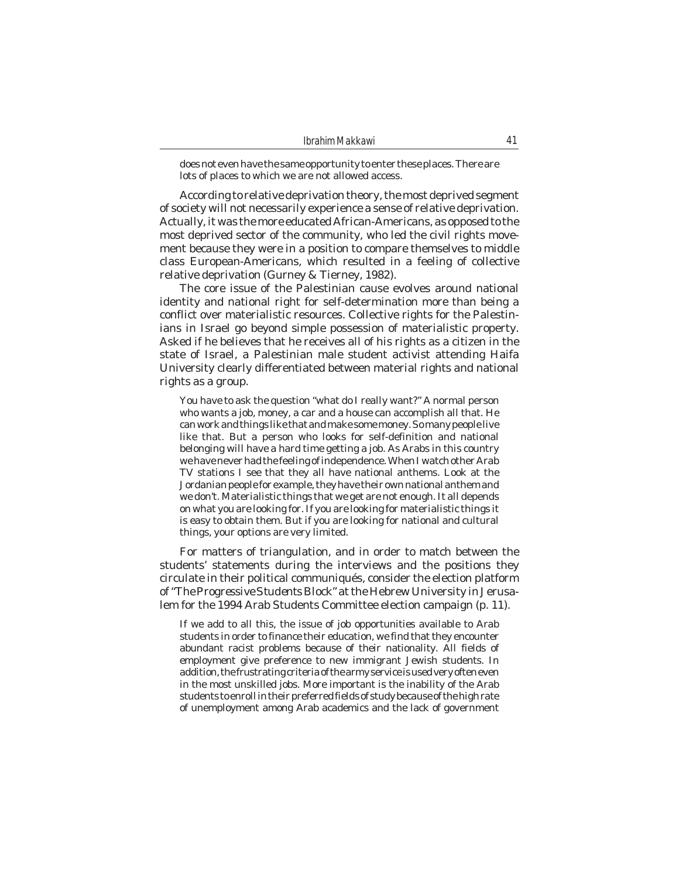does not even have the same opportunity to enter these places. There are lots of places to which we are not allowed access.

According to relative deprivation theory, the most deprived segment of society will not necessarily experience a sense of relative deprivation. Actually, it was the more educated African-Americans, as opposed to the most deprived sector of the community, who led the civil rights movement because they were in a position to compare themselves to middle class European-Americans, which resulted in a feeling of collective relative deprivation (Gurney & Tierney, 1982).

The core issue of the Palestinian cause evolves around national identity and national right for self-determination more than being a conflict over materialistic resources. Collective rights for the Palestinians in Israel go beyond simple possession of materialistic property. Asked if he believes that he receives all of his rights as a citizen in the state of Israel, a Palestinian male student activist attending Haifa University clearly differentiated between material rights and national rights as a group.

> You have to ask the question "what do I really want?" A normal person who wants a job, money, a car and a house can accomplish all that. He can work and things like that and make some money. So many people live like that. But a person who looks for self-definition and national belonging will have a hard time getting a job. As Arabs in this country we have never had the feeling of independence. When I watch other Arab TV stations I see that they all have national anthems. Look at the Jordanian people for example, they have their own national anthem and we don't. Materialistic things that we get are not enough. It all depends on what you are looking for. If you are looking for materialistic things it is easy to obtain them. But if you are looking for national and cultural things, your options are very limited.

For matters of triangulation, and in order to match between the students' statements during the interviews and the positions they circulate in their political communiqués, consider the election platform of "The Progressive Students Block" at the Hebrew University in Jerusalem for the 1994 Arab Students Committee election campaign (p. 11).

> If we add to all this, the issue of job opportunities available to Arab students in order to finance their education, we find that they encounter abundant racist problems because of their nationality. All fields of employment give preference to new immigrant Jewish students. In addition, the frustrating criteria of the army service is used very often even in the most unskilled jobs. More important is the inability of the Arab students to enroll in their preferred fields of study because of the high rate of unemployment among Arab academics and the lack of government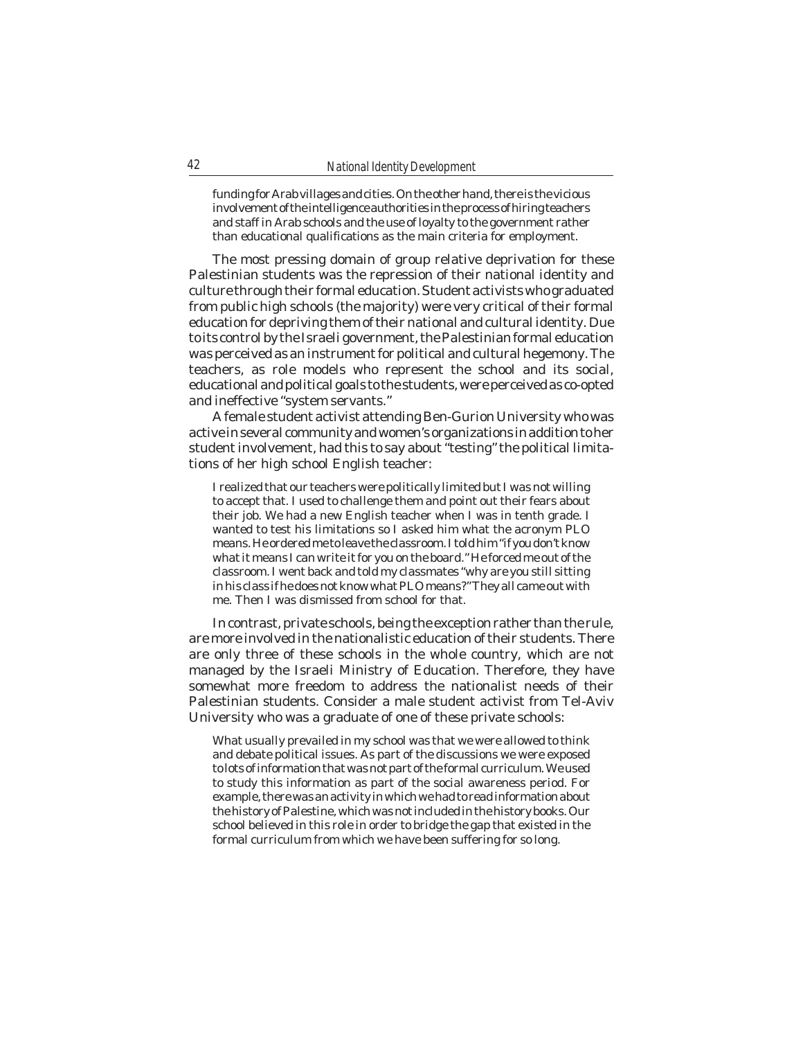> funding for Arab villages and cities. On the other hand, there is the vicious involvement of the intelligence authorities in the process of hiring teachers and staff in Arab schools and the use of loyalty to the government rather than educational qualifications as the main criteria for employment.

The most pressing domain of group relative deprivation for these Palestinian students was the repression of their national identity and culture through their formal education. Student activists who graduated from public high schools (the majority) were very critical of their formal education for depriving them of their national and cultural identity. Due to its control by the Israeli government, the Palestinian formal education was perceived as an instrument for political and cultural hegemony. The teachers, as role models who represent the school and its social, educational and political goals to the students, were perceived as co-opted and ineffective "system servants."

A female student activist attending Ben-Gurion University who was active in several community and women's organizations in addition to her student involvement, had this to say about "testing" the political limitations of her high school English teacher:

> I realized that our teachers were politically limited but I was not willing to accept that. I used to challenge them and point out their fears about their job. We had a new English teacher when I was in tenth grade. I wanted to test his limitations so I asked him what the acronym PLO means. He ordered me to leave the classroom. I told him "if you don't know what it means I can write it for you on the board." He forced me out of the classroom. I went back and told my classmates "why are you still sitting in his class if he does not know what PLO means?" They all came out with me. Then I was dismissed from school for that.

In contrast, private schools, being the exception rather than the rule, are more involved in the nationalistic education of their students. There are only three of these schools in the whole country, which are not managed by the Israeli Ministry of Education. Therefore, they have somewhat more freedom to address the nationalist needs of their Palestinian students. Consider a male student activist from Tel-Aviv University who was a graduate of one of these private schools:

> What usually prevailed in my school was that we were allowed to think and debate political issues. As part of the discussions we were exposed to lots of information that was not part of the formal curriculum. We used to study this information as part of the social awareness period. For example, there was an activity in which we had to read information about the history of Palestine, which was not included in the history books. Our school believed in this role in order to bridge the gap that existed in the formal curriculum from which we have been suffering for so long.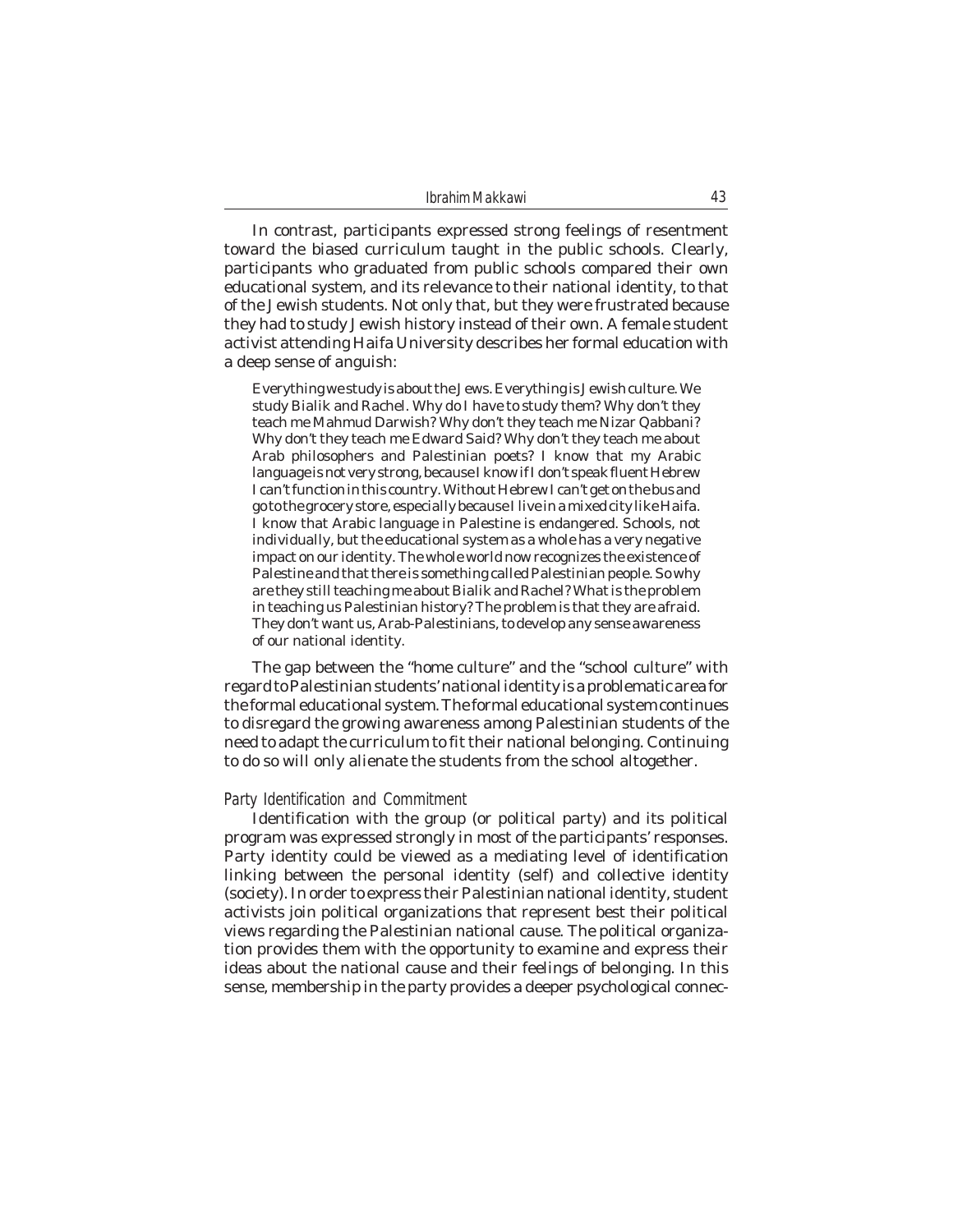In contrast, participants expressed strong feelings of resentment toward the biased curriculum taught in the public schools. Clearly, participants who graduated from public schools compared their own educational system, and its relevance to their national identity, to that of the Jewish students. Not only that, but they were frustrated because they had to study Jewish history instead of their own. A female student activist attending Haifa University describes her formal education with a deep sense of anguish:

> Everything we study is about the Jews. Everything is Jewish culture. We study Bialik and Rachel. Why do I have to study them? Why don't they teach me Mahmud Darwish? Why don't they teach me Nizar Qabbani? Why don't they teach me Edward Said? Why don't they teach me about Arab philosophers and Palestinian poets? I know that my Arabic language is not very strong, because I know if I don't speak fluent Hebrew I can't function in this country. Without Hebrew I can't get on the bus and go to the grocery store, especially because I live in a mixed city like Haifa. I know that Arabic language in Palestine is endangered. Schools, not individually, but the educational system as a whole has a very negative impact on our identity. The whole world now recognizes the existence of Palestine and that there is something called Palestinian people. So why are they still teaching me about Bialik and Rachel? What is the problem in teaching us Palestinian history? The problem is that they are afraid. They don't want us, Arab-Palestinians, to develop any sense awareness of our national identity.

The gap between the "home culture" and the "school culture" with regard to Palestinian students' national identity is a problematic area for the formal educational system. The formal educational system continues to disregard the growing awareness among Palestinian students of the need to adapt the curriculum to fit their national belonging. Continuing to do so will only alienate the students from the school altogether.

### *Party Identification and Commitment*

Identification with the group (or political party) and its political program was expressed strongly in most of the participants' responses. Party identity could be viewed as a mediating level of identification linking between the personal identity (self) and collective identity (society). In order to express their Palestinian national identity, student activists join political organizations that represent best their political views regarding the Palestinian national cause. The political organization provides them with the opportunity to examine and express their ideas about the national cause and their feelings of belonging. In this sense, membership in the party provides a deeper psychological connec-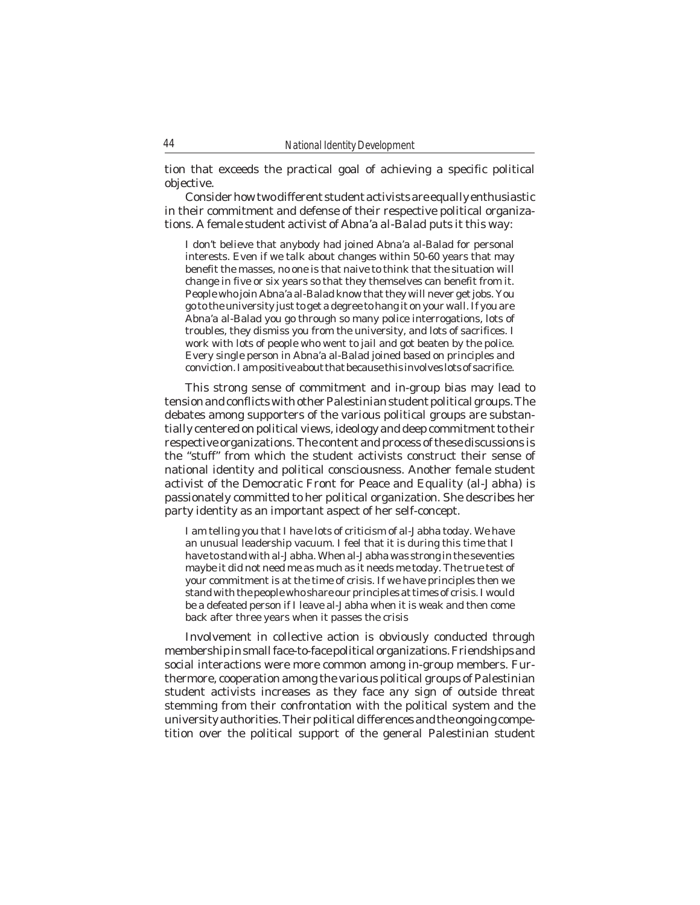tion that exceeds the practical goal of achieving a specific political objective.

Consider how two different student activists are equally enthusiastic in their commitment and defense of their respective political organizations. A female student activist of Abna'a al-Balad puts it this way:

> I don't believe that anybody had joined Abna'a al-Balad for personal interests. Even if we talk about changes within 50-60 years that may benefit the masses, no one is that naive to think that the situation will change in five or six years so that they themselves can benefit from it. People who join Abna'a al-Balad know that they will never get jobs. You go to the university just to get a degree to hang it on your wall. If you are Abna'a al-Balad you go through so many police interrogations, lots of troubles, they dismiss you from the university, and lots of sacrifices. I work with lots of people who went to jail and got beaten by the police. Every single person in Abna'a al-Balad joined based on principles and conviction. I am positive about that because this involves lots of sacrifice.

This strong sense of commitment and in-group bias may lead to tension and conflicts with other Palestinian student political groups. The debates among supporters of the various political groups are substantially centered on political views, ideology and deep commitment to their respective organizations. The content and process of these discussions is the "stuff" from which the student activists construct their sense of national identity and political consciousness. Another female student activist of the Democratic Front for Peace and Equality (al-Jabha) is passionately committed to her political organization. She describes her party identity as an important aspect of her self-concept.

> I am telling you that I have lots of criticism of al-Jabha today. We have an unusual leadership vacuum. I feel that it is during this time that I have to stand with al-Jabha. When al-Jabha was strong in the seventies maybe it did not need me as much as it needs me today. The true test of your commitment is at the time of crisis. If we have principles then we stand with the people who share our principles at times of crisis. I would be a defeated person if I leave al-Jabha when it is weak and then come back after three years when it passes the crisis

Involvement in collective action is obviously conducted through membership in small face-to-face political organizations. Friendships and social interactions were more common among in-group members. Furthermore, cooperation among the various political groups of Palestinian student activists increases as they face any sign of outside threat stemming from their confrontation with the political system and the university authorities. Their political differences and the ongoing competition over the political support of the general Palestinian student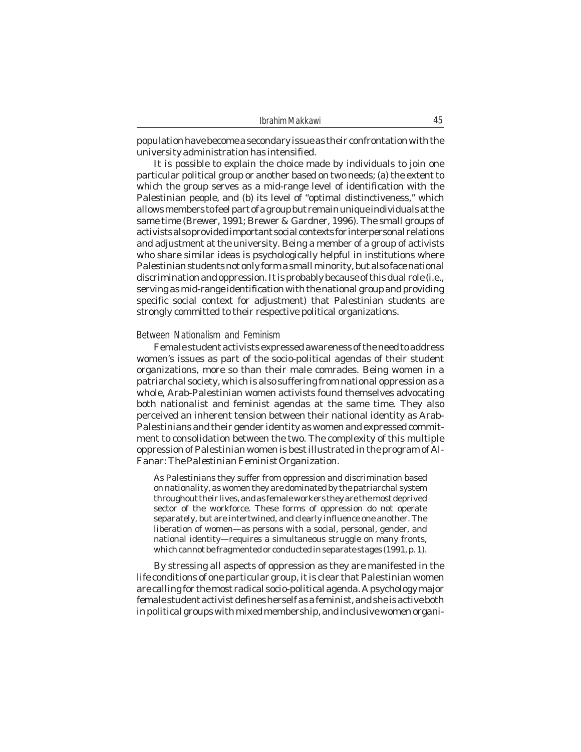population have become a secondary issue as their confrontation with the university administration has intensified.

It is possible to explain the choice made by individuals to join one particular political group or another based on two needs; (a) the extent to which the group serves as a mid-range level of identification with the Palestinian people, and (b) its level of "optimal distinctiveness," which allows members to feel part of a group but remain unique individuals at the same time (Brewer, 1991; Brewer & Gardner, 1996). The small groups of activists also provided important social contexts for interpersonal relations and adjustment at the university. Being a member of a group of activists who share similar ideas is psychologically helpful in institutions where Palestinian students not only form a small minority, but also face national discrimination and oppression. It is probably because of this dual role (i.e., serving as mid-range identification with the national group and providing specific social context for adjustment) that Palestinian students are strongly committed to their respective political organizations.

### *Between Nationalism and Feminism*

Female student activists expressed awareness of the need to address women's issues as part of the socio-political agendas of their student organizations, more so than their male comrades. Being women in a patriarchal society, which is also suffering from national oppression as a whole, Arab-Palestinian women activists found themselves advocating both nationalist and feminist agendas at the same time. They also perceived an inherent tension between their national identity as Arab-Palestinians and their gender identity as women and expressed commitment to consolidation between the two. The complexity of this multiple oppression of Palestinian women is best illustrated in the program of *Al-Fanar: The Palestinian Feminist Organization*.

> As Palestinians they suffer from oppression and discrimination based on nationality, as women they are dominated by the patriarchal system throughout their lives, and as female workers they are the most deprived sector of the workforce. These forms of oppression do not operate separately, but are intertwined, and clearly influence one another. The liberation of women—as persons with a social, personal, gender, and national identity—requires a simultaneous struggle on many fronts, which cannot be fragmented or conducted in separate stages (1991, p. 1).

By stressing all aspects of oppression as they are manifested in the life conditions of one particular group, it is clear that Palestinian women are calling for the most radical socio-political agenda. A psychology major female student activist defines herself as a feminist, and she is active both in political groups with mixed membership, and inclusive women organi-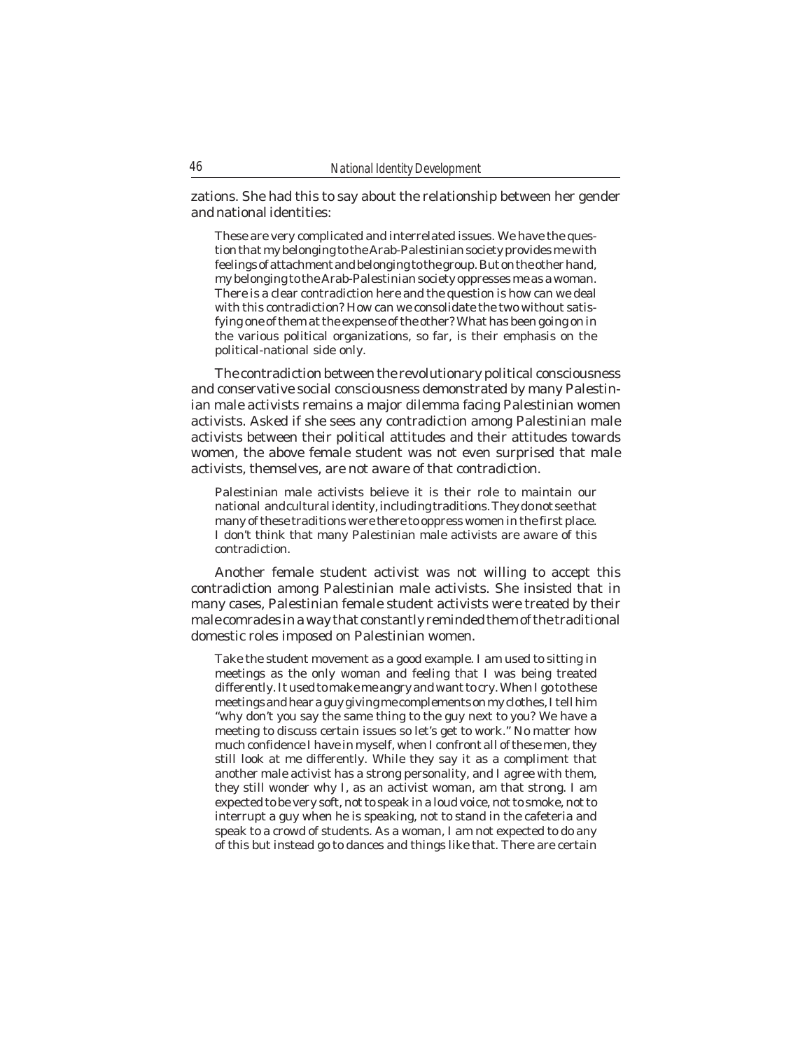zations. She had this to say about the relationship between her gender and national identities:

> These are very complicated and interrelated issues. We have the question that my belonging to the Arab-Palestinian society provides me with feelings of attachment and belonging to the group. But on the other hand, my belonging to the Arab-Palestinian society oppresses me as a woman. There is a clear contradiction here and the question is how can we deal with this contradiction? How can we consolidate the two without satisfying one of them at the expense of the other? What has been going on in the various political organizations, so far, is their emphasis on the political-national side only.

The contradiction between the revolutionary political consciousness and conservative social consciousness demonstrated by many Palestinian male activists remains a major dilemma facing Palestinian women activists. Asked if she sees any contradiction among Palestinian male activists between their political attitudes and their attitudes towards women, the above female student was not even surprised that male activists, themselves, are not aware of that contradiction.

> Palestinian male activists believe it is their role to maintain our national and cultural identity, including traditions. They do not see that many of these traditions were there to oppress women in the first place. I don't think that many Palestinian male activists are aware of this contradiction.

Another female student activist was not willing to accept this contradiction among Palestinian male activists. She insisted that in many cases, Palestinian female student activists were treated by their male comrades in a way that constantly reminded them of the traditional domestic roles imposed on Palestinian women.

> Take the student movement as a good example. I am used to sitting in meetings as the only woman and feeling that I was being treated differently. It used to make me angry and want to cry. When I go to these meetings and hear a guy giving me complements on my clothes, I tell him "why don't you say the same thing to the guy next to you? We have a meeting to discuss certain issues so let's get to work." No matter how much confidence I have in myself, when I confront all of these men, they still look at me differently. While they say it as a compliment that another male activist has a strong personality, and I agree with them, they still wonder why I, as an activist woman, am that strong. I am expected to be very soft, not to speak in a loud voice, not to smoke, not to interrupt a guy when he is speaking, not to stand in the cafeteria and speak to a crowd of students. As a woman, I am not expected to do any of this but instead go to dances and things like that. There are certain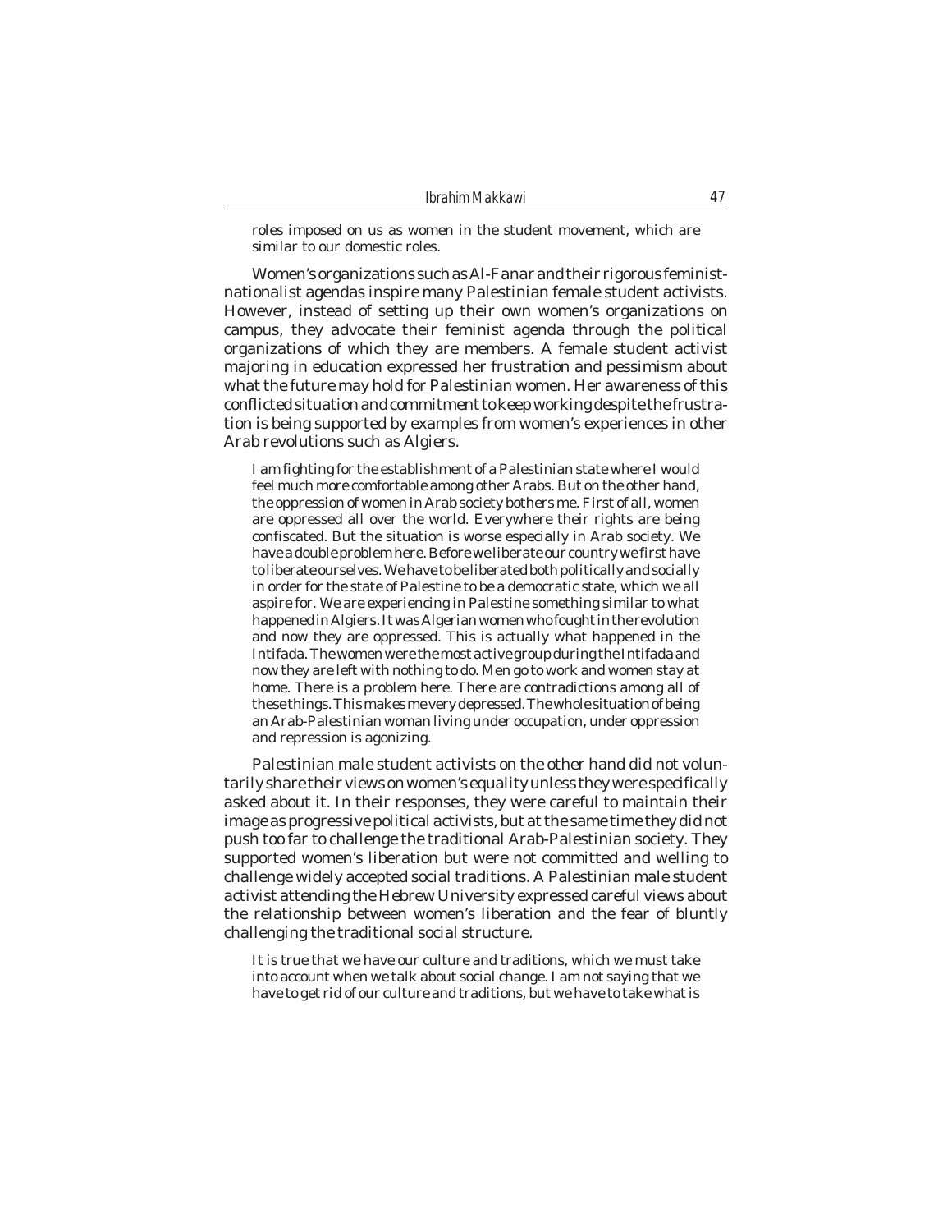roles imposed on us as women in the student movement, which are similar to our domestic roles.

Women's organizations such as Al-Fanar and their rigorous feminist-nationalist agendas inspire many Palestinian female student activists. However, instead of setting up their own women's organizations on campus, they advocate their feminist agenda through the political organizations of which they are members. A female student activist majoring in education expressed her frustration and pessimism about what the future may hold for Palestinian women. Her awareness of this conflicted situation and commitment to keep working despite the frustration is being supported by examples from women's experiences in other Arab revolutions such as Algiers.

> I am fighting for the establishment of a Palestinian state where I would feel much more comfortable among other Arabs. But on the other hand, the oppression of women in Arab society bothers me. First of all, women are oppressed all over the world. Everywhere their rights are being confiscated. But the situation is worse especially in Arab society. We have a double problem here. Before we liberate our country we first have to liberate ourselves. We have to be liberated both politically and socially in order for the state of Palestine to be a democratic state, which we all aspire for. We are experiencing in Palestine something similar to what happened in Algiers. It was Algerian women who fought in the revolution and now they are oppressed. This is actually what happened in the Intifada. The women were the most active group during the Intifada and now they are left with nothing to do. Men go to work and women stay at home. There is a problem here. There are contradictions among all of these things. This makes me very depressed. The whole situation of being an Arab-Palestinian woman living under occupation, under oppression and repression is agonizing.

Palestinian male student activists on the other hand did not voluntarily share their views on women's equality unless they were specifically asked about it. In their responses, they were careful to maintain their image as progressive political activists, but at the same time they did not push too far to challenge the traditional Arab-Palestinian society. They supported women's liberation but were not committed and welling to challenge widely accepted social traditions. A Palestinian male student activist attending the Hebrew University expressed careful views about the relationship between women's liberation and the fear of bluntly challenging the traditional social structure.

> It is true that we have our culture and traditions, which we must take into account when we talk about social change. I am not saying that we have to get rid of our culture and traditions, but we have to take what is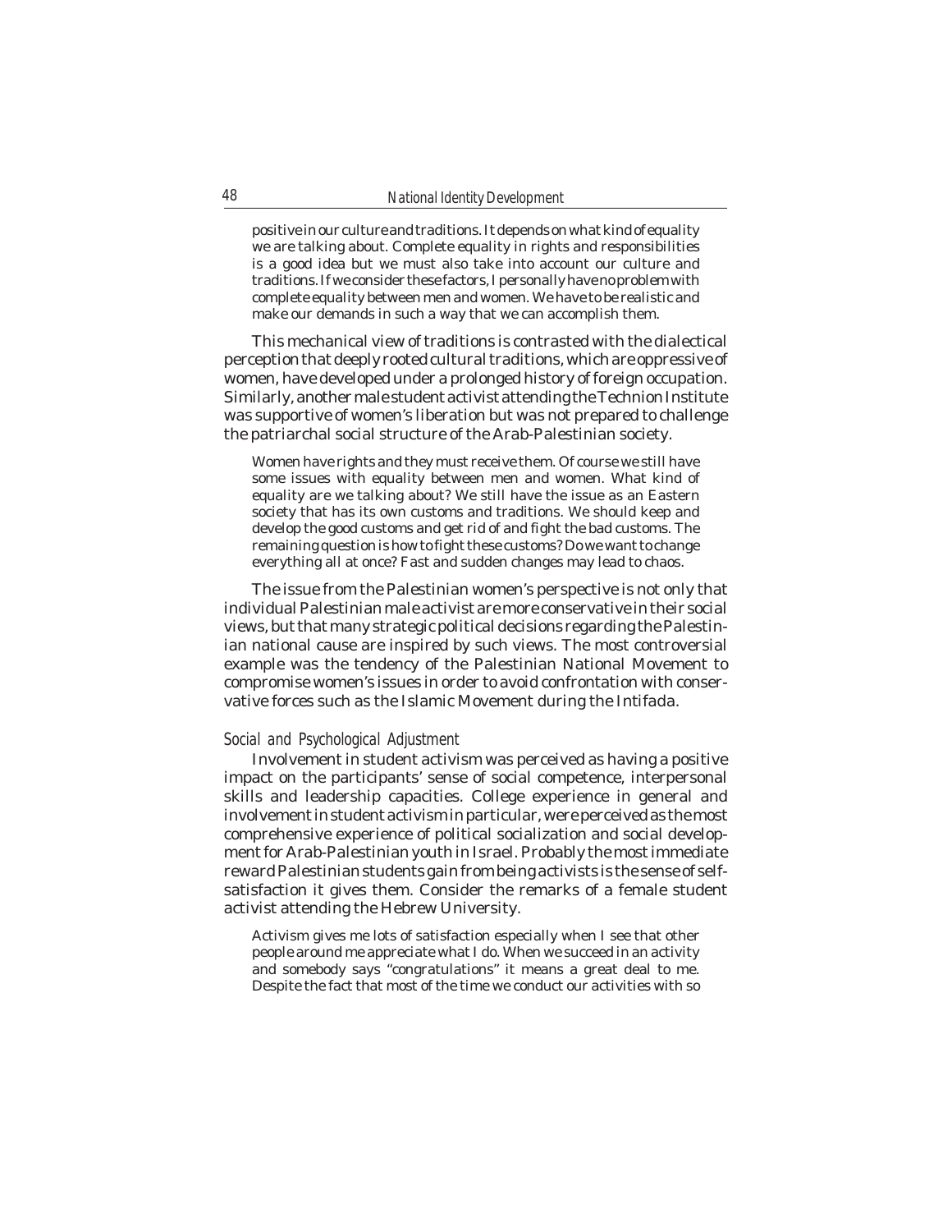> positive in our culture and traditions. It depends on what kind of equality we are talking about. Complete equality in rights and responsibilities is a good idea but we must also take into account our culture and traditions. If we consider these factors, I personally have no problem with complete equality between men and women. We have to be realistic and make our demands in such a way that we can accomplish them.

This mechanical view of traditions is contrasted with the dialectical perception that deeply rooted cultural traditions, which are oppressive of women, have developed under a prolonged history of foreign occupation. Similarly, another male student activist attending the Technion Institute was supportive of women's liberation but was not prepared to challenge the patriarchal social structure of the Arab-Palestinian society.

> Women have rights and they must receive them. Of course we still have some issues with equality between men and women. What kind of equality are we talking about? We still have the issue as an Eastern society that has its own customs and traditions. We should keep and develop the good customs and get rid of and fight the bad customs. The remaining question is how to fight these customs? Do we want to change everything all at once? Fast and sudden changes may lead to chaos.

The issue from the Palestinian women's perspective is not only that individual Palestinian male activist are more conservative in their social views, but that many strategic political decisions regarding the Palestinian national cause are inspired by such views. The most controversial example was the tendency of the Palestinian National Movement to compromise women's issues in order to avoid confrontation with conservative forces such as the Islamic Movement during the Intifada.

### *Social and Psychological Adjustment*

Involvement in student activism was perceived as having a positive impact on the participants' sense of social competence, interpersonal skills and leadership capacities. College experience in general and involvement in student activism in particular, were perceived as the most comprehensive experience of political socialization and social development for Arab-Palestinian youth in Israel. Probably the most immediate reward Palestinian students gain from being activists is the sense of self-satisfaction it gives them. Consider the remarks of a female student activist attending the Hebrew University.

> Activism gives me lots of satisfaction especially when I see that other people around me appreciate what I do. When we succeed in an activity and somebody says "congratulations" it means a great deal to me. Despite the fact that most of the time we conduct our activities with so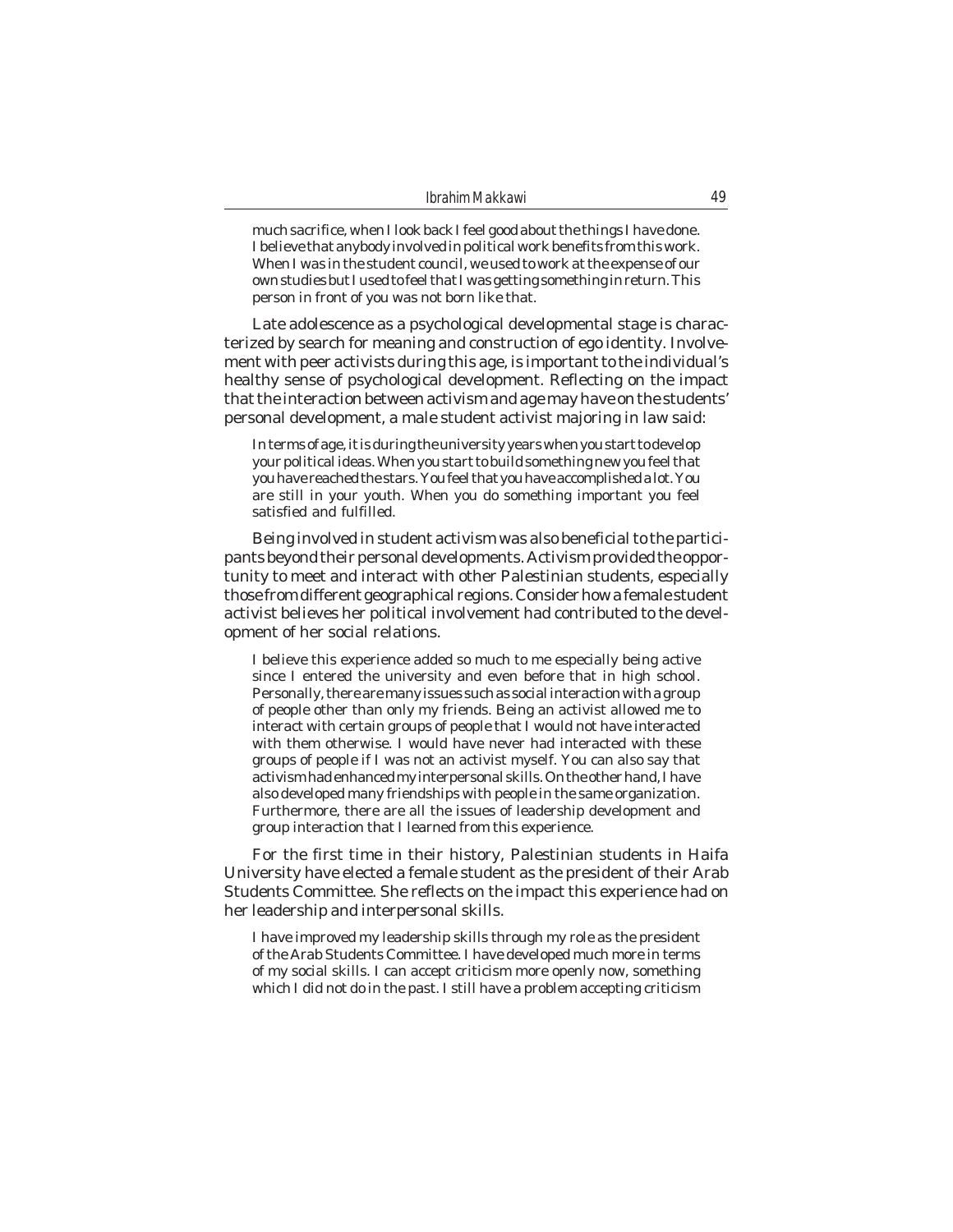> much sacrifice, when I look back I feel good about the things I have done. I believe that anybody involved in political work benefits from this work. When I was in the student council, we used to work at the expense of our own studies but I used to feel that I was getting something in return. This person in front of you was not born like that.

Late adolescence as a psychological developmental stage is characterized by search for meaning and construction of ego identity. Involvement with peer activists during this age, is important to the individual's healthy sense of psychological development. Reflecting on the impact that the interaction between activism and age may have on the students' personal development, a male student activist majoring in law said:

> In terms of age, it is during the university years when you start to develop your political ideas. When you start to build something new you feel that you have reached the stars. You feel that you have accomplished a lot. You are still in your youth. When you do something important you feel satisfied and fulfilled.

Being involved in student activism was also beneficial to the participants beyond their personal developments. Activism provided the opportunity to meet and interact with other Palestinian students, especially those from different geographical regions. Consider how a female student activist believes her political involvement had contributed to the development of her social relations.

> I believe this experience added so much to me especially being active since I entered the university and even before that in high school. Personally, there are many issues such as social interaction with a group of people other than only my friends. Being an activist allowed me to interact with certain groups of people that I would not have interacted with them otherwise. I would have never had interacted with these groups of people if I was not an activist myself. You can also say that activism had enhanced my interpersonal skills. On the other hand, I have also developed many friendships with people in the same organization. Furthermore, there are all the issues of leadership development and group interaction that I learned from this experience.

For the first time in their history, Palestinian students in Haifa University have elected a female student as the president of their Arab Students Committee. She reflects on the impact this experience had on her leadership and interpersonal skills.

> I have improved my leadership skills through my role as the president of the Arab Students Committee. I have developed much more in terms of my social skills. I can accept criticism more openly now, something which I did not do in the past. I still have a problem accepting criticism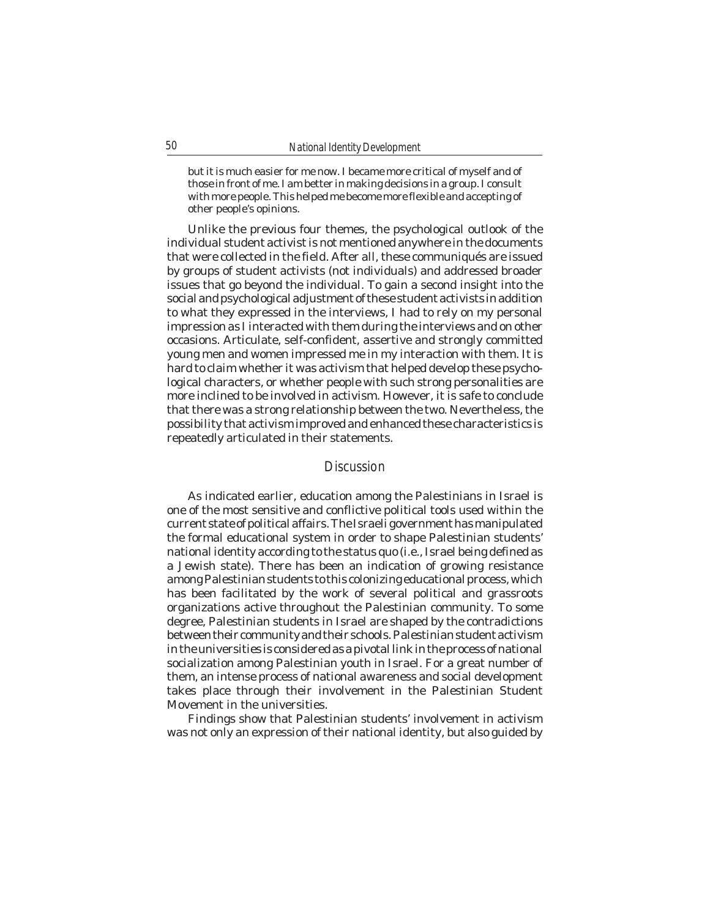> but it is much easier for me now. I became more critical of myself and of those in front of me. I am better in making decisions in a group. I consult with more people. This helped me become more flexible and accepting of other people's opinions.

Unlike the previous four themes, the psychological outlook of the individual student activist is not mentioned anywhere in the documents that were collected in the field. After all, these communiqués are issued by groups of student activists (not individuals) and addressed broader issues that go beyond the individual. To gain a second insight into the social and psychological adjustment of these student activists in addition to what they expressed in the interviews, I had to rely on my personal impression as I interacted with them during the interviews and on other occasions. Articulate, self-confident, assertive and strongly committed young men and women impressed me in my interaction with them. It is hard to claim whether it was activism that helped develop these psychological characters, or whether people with such strong personalities are more inclined to be involved in activism. However, it is safe to conclude that there was a strong relationship between the two. Nevertheless, the possibility that activism improved and enhanced these characteristics is repeatedly articulated in their statements.

## Discussion

As indicated earlier, education among the Palestinians in Israel is one of the most sensitive and conflictive political tools used within the current state of political affairs. The Israeli government has manipulated the formal educational system in order to shape Palestinian students' national identity according to the status quo (i.e., Israel being defined as a Jewish state). There has been an indication of growing resistance among Palestinian students to this colonizing educational process, which has been facilitated by the work of several political and grassroots organizations active throughout the Palestinian community. To some degree, Palestinian students in Israel are shaped by the contradictions between their community and their schools. Palestinian student activism in the universities is considered as a pivotal link in the process of national socialization among Palestinian youth in Israel. For a great number of them, an intense process of national awareness and social development takes place through their involvement in the Palestinian Student Movement in the universities.

Findings show that Palestinian students' involvement in activism was not only an expression of their national identity, but also guided by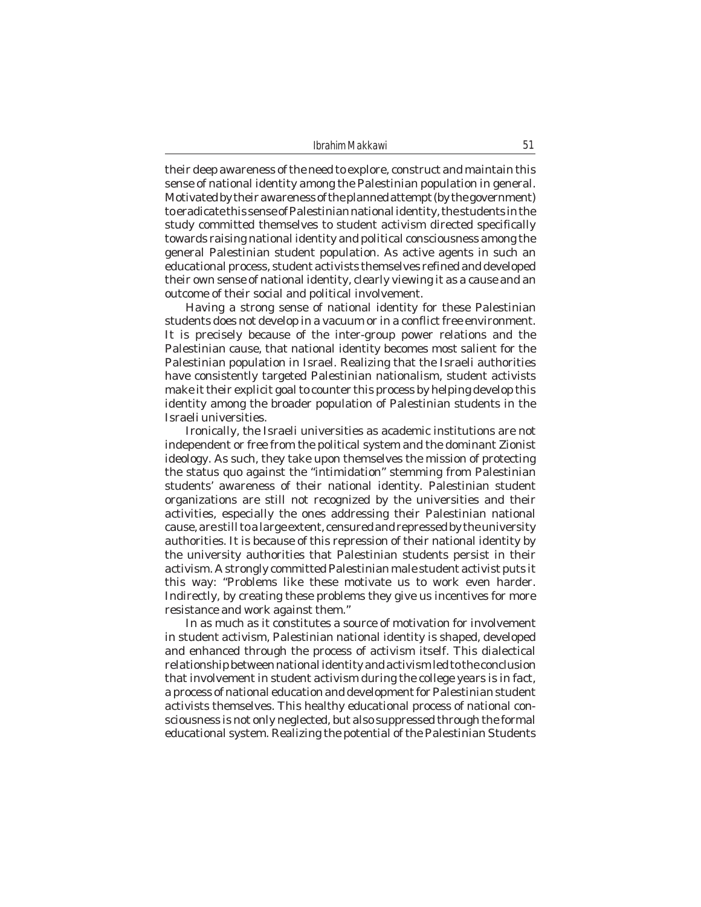their deep awareness of the need to explore, construct and maintain this sense of national identity among the Palestinian population in general. Motivated by their awareness of the planned attempt (by the government) to eradicate this sense of Palestinian national identity, the students in the study committed themselves to student activism directed specifically towards raising national identity and political consciousness among the general Palestinian student population. As active agents in such an educational process, student activists themselves refined and developed their own sense of national identity, clearly viewing it as a cause and an outcome of their social and political involvement.

Having a strong sense of national identity for these Palestinian students does not develop in a vacuum or in a conflict free environment. It is precisely because of the inter-group power relations and the Palestinian cause, that national identity becomes most salient for the Palestinian population in Israel. Realizing that the Israeli authorities have consistently targeted Palestinian nationalism, student activists make it their explicit goal to counter this process by helping develop this identity among the broader population of Palestinian students in the Israeli universities.

Ironically, the Israeli universities as academic institutions are not independent or free from the political system and the dominant Zionist ideology. As such, they take upon themselves the mission of protecting the status quo against the "intimidation" stemming from Palestinian students' awareness of their national identity. Palestinian student organizations are still not recognized by the universities and their activities, especially the ones addressing their Palestinian national cause, are still to a large extent, censured and repressed by the university authorities. It is because of this repression of their national identity by the university authorities that Palestinian students persist in their activism. A strongly committed Palestinian male student activist puts it this way: "Problems like these motivate us to work even harder. Indirectly, by creating these problems they give us incentives for more resistance and work against them."

In as much as it constitutes a source of motivation for involvement in student activism, Palestinian national identity is shaped, developed and enhanced through the process of activism itself. This dialectical relationship between national identity and activism led to the conclusion that involvement in student activism during the college years is in fact, a process of national education and development for Palestinian student activists themselves. This healthy educational process of national consciousness is not only neglected, but also suppressed through the formal educational system. Realizing the potential of the Palestinian Students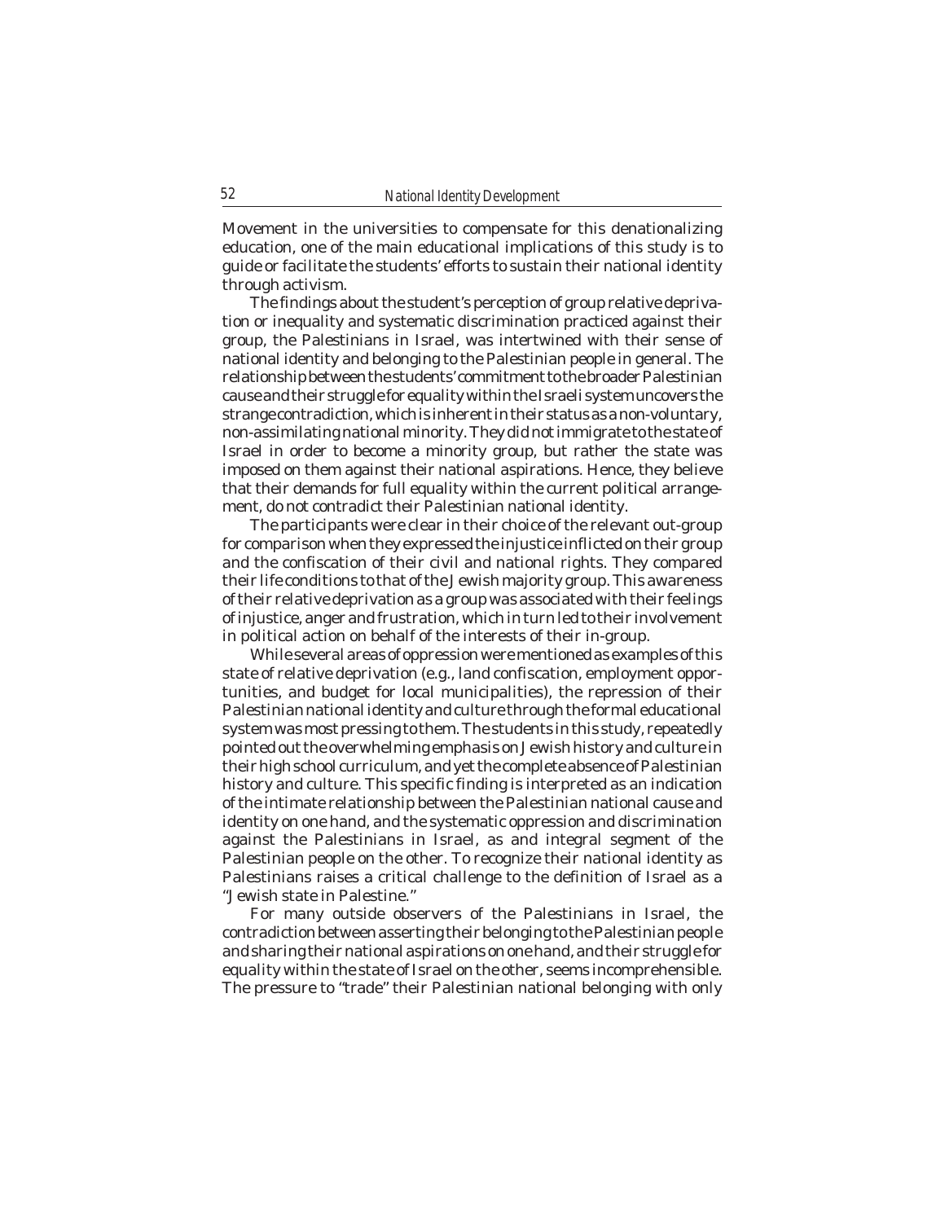Movement in the universities to compensate for this denationalizing education, one of the main educational implications of this study is to guide or facilitate the students' efforts to sustain their national identity through activism.

The findings about the student's perception of group relative deprivation or inequality and systematic discrimination practiced against their group, the Palestinians in Israel, was intertwined with their sense of national identity and belonging to the Palestinian people in general. The relationship between the students' commitment to the broader Palestinian cause and their struggle for equality within the Israeli system uncovers the strange contradiction, which is inherent in their status as a non-voluntary, non-assimilating national minority. They did not immigrate to the state of Israel in order to become a minority group, but rather the state was imposed on them against their national aspirations. Hence, they believe that their demands for full equality within the current political arrangement, do not contradict their Palestinian national identity.

The participants were clear in their choice of the relevant out-group for comparison when they expressed the injustice inflicted on their group and the confiscation of their civil and national rights. They compared their life conditions to that of the Jewish majority group. This awareness of their relative deprivation as a group was associated with their feelings of injustice, anger and frustration, which in turn led to their involvement in political action on behalf of the interests of their in-group.

While several areas of oppression were mentioned as examples of this state of relative deprivation (e.g., land confiscation, employment opportunities, and budget for local municipalities), the repression of their Palestinian national identity and culture through the formal educational system was most pressing to them. The students in this study, repeatedly pointed out the overwhelming emphasis on Jewish history and culture in their high school curriculum, and yet the complete absence of Palestinian history and culture. This specific finding is interpreted as an indication of the intimate relationship between the Palestinian national cause and identity on one hand, and the systematic oppression and discrimination against the Palestinians in Israel, as and integral segment of the Palestinian people on the other. To recognize their national identity as Palestinians raises a critical challenge to the definition of Israel as a "Jewish state in Palestine."

For many outside observers of the Palestinians in Israel, the contradiction between asserting their belonging to the Palestinian people and sharing their national aspirations on one hand, and their struggle for equality within the state of Israel on the other, seems incomprehensible. The pressure to "trade" their Palestinian national belonging with only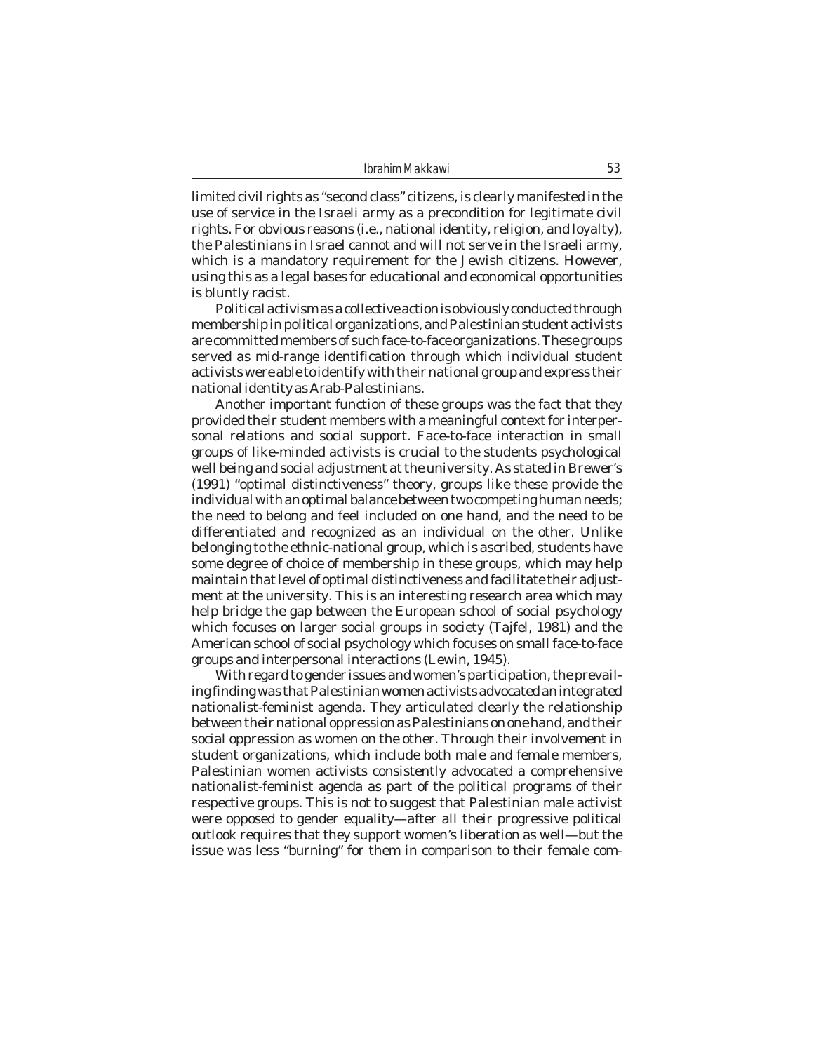limited civil rights as "second class" citizens, is clearly manifested in the use of service in the Israeli army as a precondition for legitimate civil rights. For obvious reasons (i.e., national identity, religion, and loyalty), the Palestinians in Israel cannot and will not serve in the Israeli army, which is a mandatory requirement for the Jewish citizens. However, using this as a legal bases for educational and economical opportunities is bluntly racist.

Political activism as a collective action is obviously conducted through membership in political organizations, and Palestinian student activists are committed members of such face-to-face organizations. These groups served as mid-range identification through which individual student activists were able to identify with their national group and express their national identity as Arab-Palestinians.

Another important function of these groups was the fact that they provided their student members with a meaningful context for interpersonal relations and social support. Face-to-face interaction in small groups of like-minded activists is crucial to the students psychological well being and social adjustment at the university. As stated in Brewer's (1991) "optimal distinctiveness" theory, groups like these provide the individual with an optimal balance between two competing human needs; the need to belong and feel included on one hand, and the need to be differentiated and recognized as an individual on the other. Unlike belonging to the ethnic-national group, which is ascribed, students have some degree of choice of membership in these groups, which may help maintain that level of optimal distinctiveness and facilitate their adjustment at the university. This is an interesting research area which may help bridge the gap between the European school of social psychology which focuses on larger social groups in society (Tajfel, 1981) and the American school of social psychology which focuses on small face-to-face groups and interpersonal interactions (Lewin, 1945).

With regard to gender issues and women's participation, the prevailing finding was that Palestinian women activists advocated an integrated nationalist-feminist agenda. They articulated clearly the relationship between their national oppression as Palestinians on one hand, and their social oppression as women on the other. Through their involvement in student organizations, which include both male and female members, Palestinian women activists consistently advocated a comprehensive nationalist-feminist agenda as part of the political programs of their respective groups. This is not to suggest that Palestinian male activist were opposed to gender equality—after all their progressive political outlook requires that they support women's liberation as well—but the issue was less "burning" for them in comparison to their female com-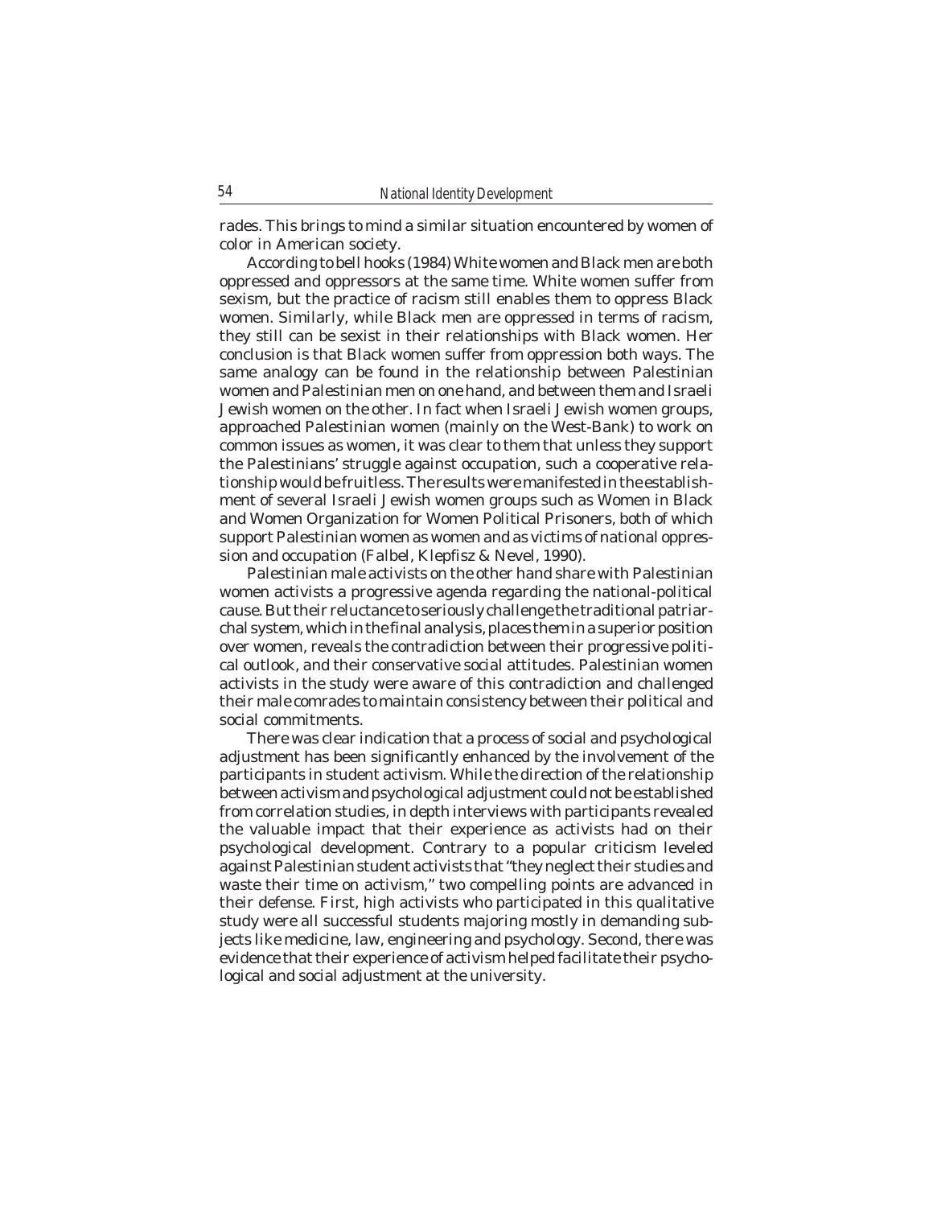rades. This brings to mind a similar situation encountered by women of color in American society.

According to bell hooks (1984) White women and Black men are both oppressed and oppressors at the same time. White women suffer from sexism, but the practice of racism still enables them to oppress Black women. Similarly, while Black men are oppressed in terms of racism, they still can be sexist in their relationships with Black women. Her conclusion is that Black women suffer from oppression both ways. The same analogy can be found in the relationship between Palestinian women and Palestinian men on one hand, and between them and Israeli Jewish women on the other. In fact when Israeli Jewish women groups, approached Palestinian women (mainly on the West-Bank) to work on common issues as women, it was clear to them that unless they support the Palestinians' struggle against occupation, such a cooperative relationship would be fruitless. The results were manifested in the establishment of several Israeli Jewish women groups such as Women in Black and Women Organization for Women Political Prisoners, both of which support Palestinian women as women and as victims of national oppression and occupation (Falbel, Klepfisz & Nevel, 1990).

Palestinian male activists on the other hand share with Palestinian women activists a progressive agenda regarding the national-political cause. But their reluctance to seriously challenge the traditional patriarchal system, which in the final analysis, places them in a superior position over women, reveals the contradiction between their progressive political outlook, and their conservative social attitudes. Palestinian women activists in the study were aware of this contradiction and challenged their male comrades to maintain consistency between their political and social commitments.

There was clear indication that a process of social and psychological adjustment has been significantly enhanced by the involvement of the participants in student activism. While the direction of the relationship between activism and psychological adjustment could not be established from correlation studies, in depth interviews with participants revealed the valuable impact that their experience as activists had on their psychological development. Contrary to a popular criticism leveled against Palestinian student activists that "they neglect their studies and waste their time on activism," two compelling points are advanced in their defense. First, high activists who participated in this qualitative study were all successful students majoring mostly in demanding subjects like medicine, law, engineering and psychology. Second, there was evidence that their experience of activism helped facilitate their psychological and social adjustment at the university.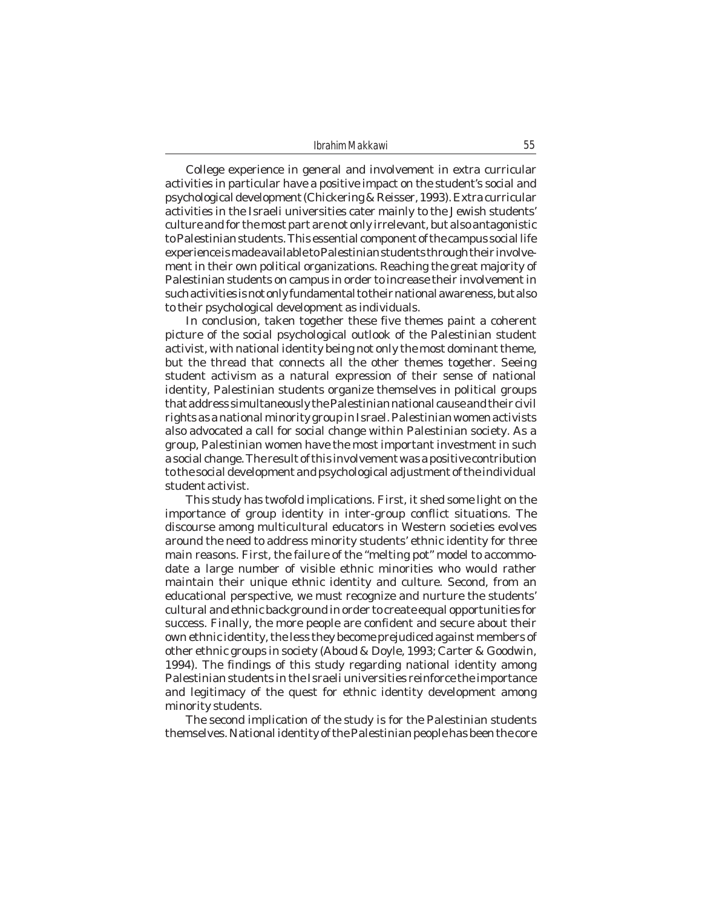College experience in general and involvement in extra curricular activities in particular have a positive impact on the student's social and psychological development (Chickering & Reisser, 1993). Extra curricular activities in the Israeli universities cater mainly to the Jewish students' culture and for the most part are not only irrelevant, but also antagonistic to Palestinian students. This essential component of the campus social life experience is made available to Palestinian students through their involvement in their own political organizations. Reaching the great majority of Palestinian students on campus in order to increase their involvement in such activities is not only fundamental to their national awareness, but also to their psychological development as individuals.

In conclusion, taken together these five themes paint a coherent picture of the social psychological outlook of the Palestinian student activist, with national identity being not only the most dominant theme, but the thread that connects all the other themes together. Seeing student activism as a natural expression of their sense of national identity, Palestinian students organize themselves in political groups that address simultaneously the Palestinian national cause and their civil rights as a national minority group in Israel. Palestinian women activists also advocated a call for social change within Palestinian society. As a group, Palestinian women have the most important investment in such a social change. The result of this involvement was a positive contribution to the social development and psychological adjustment of the individual student activist.

This study has twofold implications. First, it shed some light on the importance of group identity in inter-group conflict situations. The discourse among multicultural educators in Western societies evolves around the need to address minority students' ethnic identity for three main reasons. First, the failure of the "melting pot" model to accommodate a large number of visible ethnic minorities who would rather maintain their unique ethnic identity and culture. Second, from an educational perspective, we must recognize and nurture the students' cultural and ethnic background in order to create equal opportunities for success. Finally, the more people are confident and secure about their own ethnic identity, the less they become prejudiced against members of other ethnic groups in society (Aboud & Doyle, 1993; Carter & Goodwin, 1994). The findings of this study regarding national identity among Palestinian students in the Israeli universities reinforce the importance and legitimacy of the quest for ethnic identity development among minority students.

The second implication of the study is for the Palestinian students themselves. National identity of the Palestinian people has been the core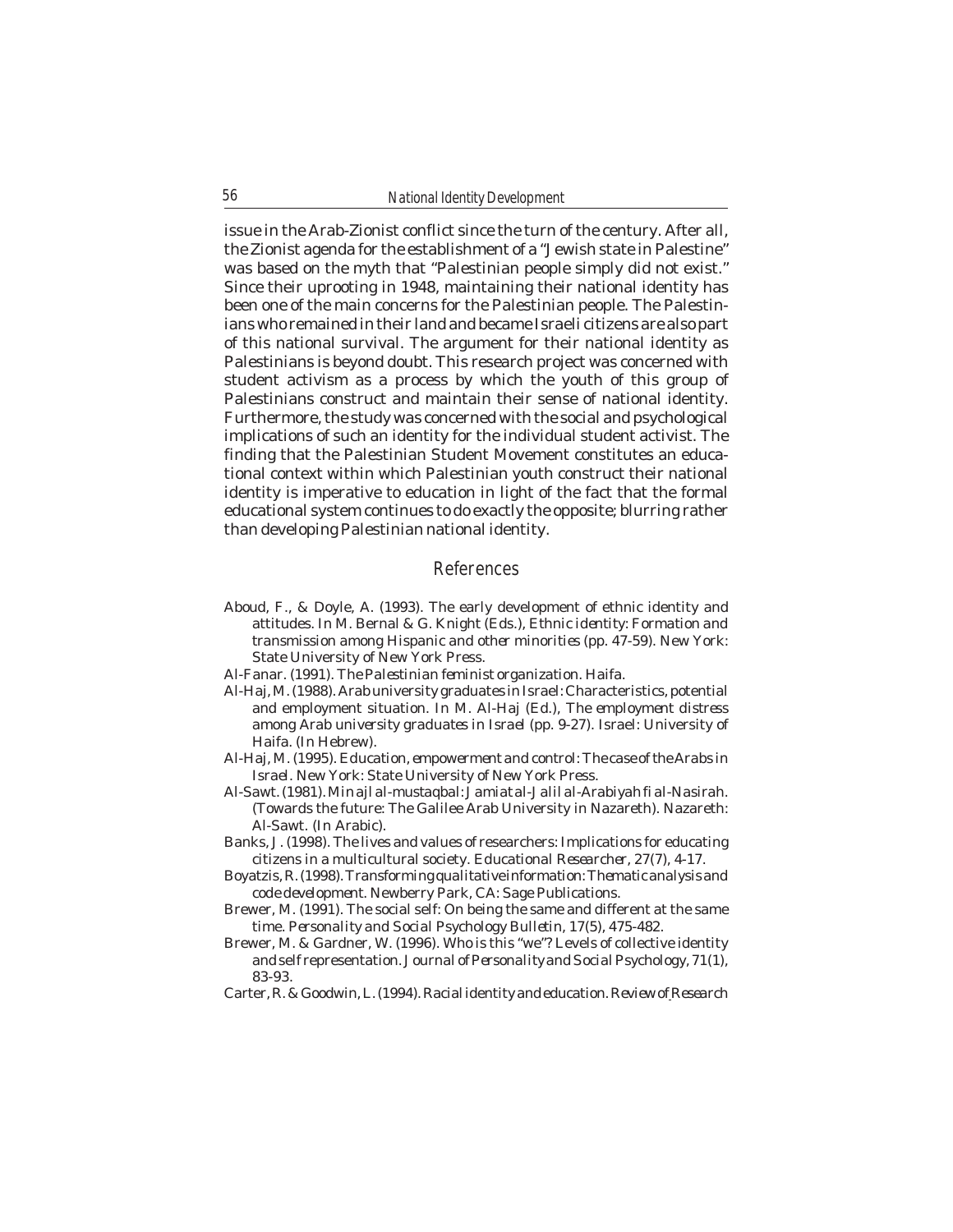issue in the Arab-Zionist conflict since the turn of the century. After all, the Zionist agenda for the establishment of a "Jewish state in Palestine" was based on the myth that "Palestinian people simply did not exist." Since their uprooting in 1948, maintaining their national identity has been one of the main concerns for the Palestinian people. The Palestinians who remained in their land and became Israeli citizens are also part of this national survival. The argument for their national identity as Palestinians is beyond doubt. This research project was concerned with student activism as a process by which the youth of this group of Palestinians construct and maintain their sense of national identity. Furthermore, the study was concerned with the social and psychological implications of such an identity for the individual student activist. The finding that the Palestinian Student Movement constitutes an educational context within which Palestinian youth construct their national identity is imperative to education in light of the fact that the formal educational system continues to do exactly the opposite; blurring rather than developing Palestinian national identity.

## References

Aboud, F., & Doyle, A. (1993). The early development of ethnic identity and attitudes. In M. Bernal & G. Knight (Eds.), *Ethnic identity: Formation and transmission among Hispanic and other minorities* (pp. 47-59). New York: State University of New York Press.

Al-Fanar. (1991). *The Palestinian feminist organization*. Haifa.

Al-Haj, M. (1988). Arab university graduates in Israel: Characteristics, potential and employment situation. In M. Al-Haj (Ed.), *The employment distress among Arab university graduates in Israel* (pp. 9-27). Israel: University of Haifa. (In Hebrew).

Al-Haj, M. (1995). *Education, empowerment and control: The case of the Arabs in Israel*. New York: State University of New York Press.

Al-Sawt. (1981). *Min ajl al-mustaqbal: Jamiat al-Jalil al-Arabiyah fi al-Nasirah*. (Towards the future: The Galilee Arab University in Nazareth). Nazareth: Al-Sawt. (In Arabic).

Banks, J. (1998). The lives and values of researchers: Implications for educating citizens in a multicultural society. *Educational Researcher, 27*(7), 4-17.

Boyatzis, R. (1998). *Transforming qualitative information: Thematic analysis and code development*. Newberry Park, CA: Sage Publications.

Brewer, M. (1991). The social self: On being the same and different at the same time. *Personality and Social Psychology Bulletin, 17*(5), 475-482.

Brewer, M. & Gardner, W. (1996). Who is this "we"? Levels of collective identity and self representation. *Journal of Personality and Social Psychology, 71*(1), 83-93.

Carter, R. & Goodwin, L. (1994). Racial identity and education. *Review of Research*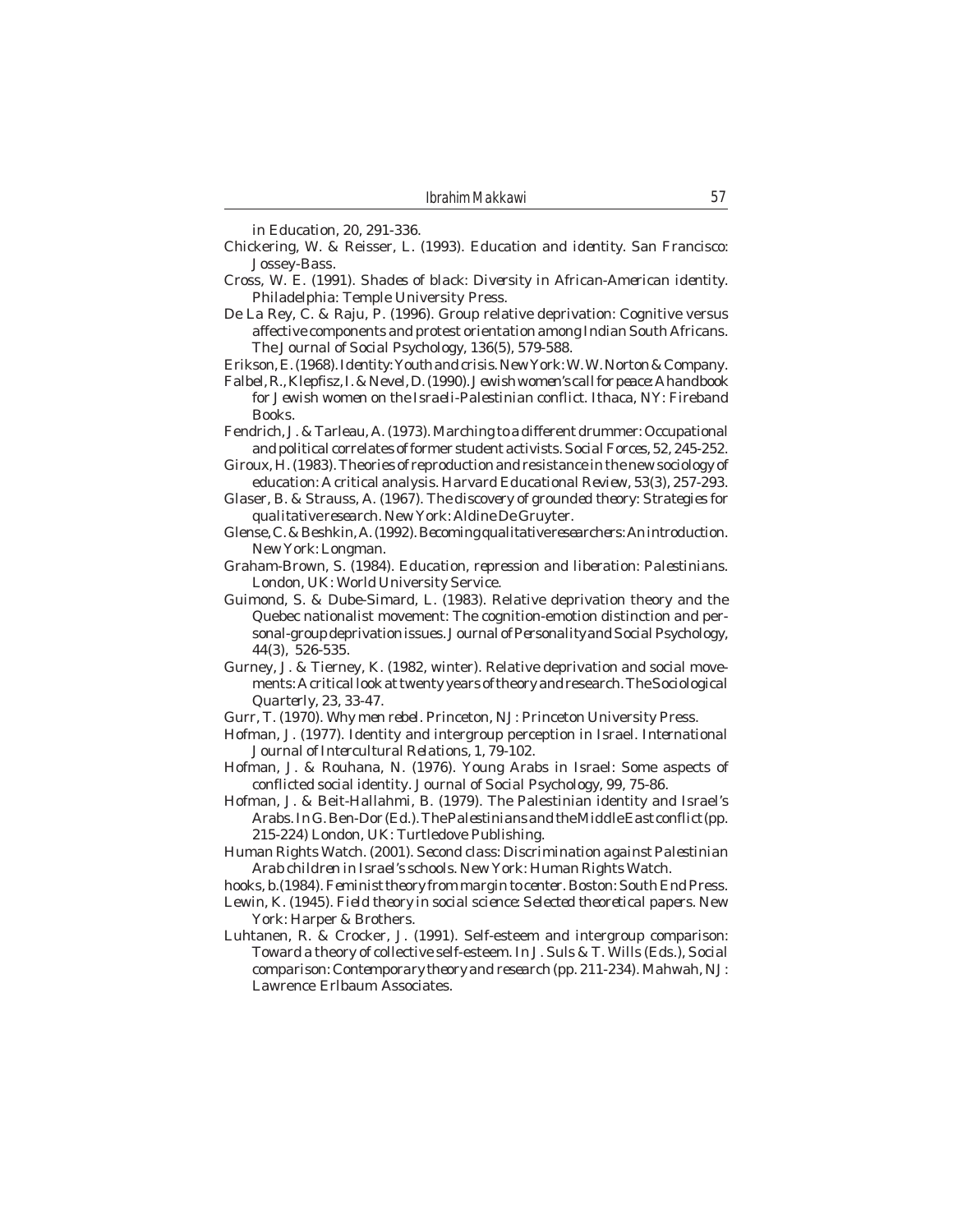in Education, 20, 291-336.

Chickering, W. & Reisser, L. (1993). *Education and identity*. San Francisco: Jossey-Bass.

Cross, W. E. (1991). *Shades of black: Diversity in African-American identity*. Philadelphia: Temple University Press.

De La Rey, C. & Raju, P. (1996). Group relative deprivation: Cognitive versus affective components and protest orientation among Indian South Africans. *The Journal of Social Psychology*, 136(5), 579-588.

Erikson, E. (1968). *Identity: Youth and crisis*. New York: W. W. Norton & Company.

Falbel, R., Klepfisz, I. & Nevel, D. (1990). *Jewish women's call for peace: A handbook for Jewish women on the Israeli-Palestinian conflict*. Ithaca, NY: Fireband Books.

Fendrich, J. & Tarleau, A. (1973). Marching to a different drummer: Occupational and political correlates of former student activists. *Social Forces*, 52, 245-252.

Giroux, H. (1983). Theories of reproduction and resistance in the new sociology of education: A critical analysis. *Harvard Educational Review*, 53(3), 257-293.

Glaser, B. & Strauss, A. (1967). *The discovery of grounded theory: Strategies for qualitative research*. New York: Aldine De Gruyter.

Glense, C. & Beshkin, A. (1992). *Becoming qualitative researchers: An introduction*. New York: Longman.

Graham-Brown, S. (1984). *Education, repression and liberation: Palestinians*. London, UK: World University Service.

Guimond, S. & Dube-Simard, L. (1983). Relative deprivation theory and the Quebec nationalist movement: The cognition-emotion distinction and personal-group deprivation issues. *Journal of Personality and Social Psychology*, 44(3), 526-535.

Gurney, J. & Tierney, K. (1982, winter). Relative deprivation and social movements: A critical look at twenty years of theory and research. *The Sociological Quarterly*, 23, 33-47.

Gurr, T. (1970). *Why men rebel*. Princeton, NJ: Princeton University Press.

Hofman, J. (1977). Identity and intergroup perception in Israel. *International Journal of Intercultural Relations*, 1, 79-102.

Hofman, J. & Rouhana, N. (1976). Young Arabs in Israel: Some aspects of conflicted social identity. *Journal of Social Psychology*, 99, 75-86.

Hofman, J. & Beit-Hallahmi, B. (1979). The Palestinian identity and Israel's Arabs. In G. Ben-Dor (Ed.). *The Palestinians and the Middle East conflict* (pp. 215-224) London, UK: Turtledove Publishing.

Human Rights Watch. (2001). *Second class: Discrimination against Palestinian Arab children in Israel's schools*. New York: Human Rights Watch.

hooks, b. (1984). *Feminist theory from margin to center*. Boston: South End Press.

Lewin, K. (1945). *Field theory in social science: Selected theoretical papers*. New York: Harper & Brothers.

Luhtanen, R. & Crocker, J. (1991). Self-esteem and intergroup comparison: Toward a theory of collective self-esteem. In J. Suls & T. Wills (Eds.), *Social comparison: Contemporary theory and research* (pp. 211-234). Mahwah, NJ: Lawrence Erlbaum Associates.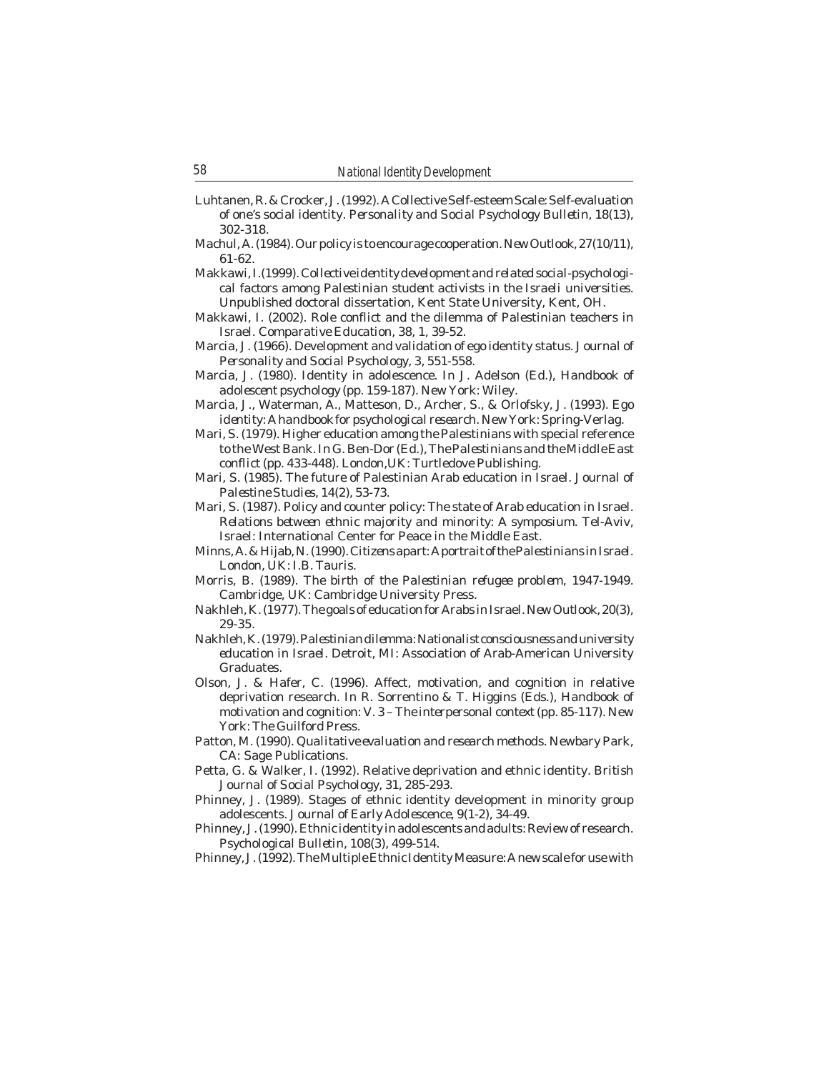Luhtanen, R. & Crocker, J. (1992). A Collective Self-esteem Scale: Self-evaluation of one's social identity. *Personality and Social Psychology Bulletin*, 18(13), 302-318.

Machul, A. (1984). Our policy is to encourage cooperation. *New Outlook*, 27(10/11), 61-62.

Makkawi, I. (1999). *Collective identity development and related social-psychological factors among Palestinian student activists in the Israeli universities.* Unpublished doctoral dissertation, Kent State University, Kent, OH.

Makkawi, I. (2002). Role conflict and the dilemma of Palestinian teachers in Israel. *Comparative Education*, 38, 1, 39-52.

Marcia, J. (1966). Development and validation of ego identity status. *Journal of Personality and Social Psychology*, 3, 551-558.

Marcia, J. (1980). Identity in adolescence. In J. Adelson (Ed.), *Handbook of adolescent psychology* (pp. 159-187). New York: Wiley.

Marcia, J., Waterman, A., Matteson, D., Archer, S., & Orlofsky, J. (1993). *Ego identity: A handbook for psychological research.* New York: Spring-Verlag.

Mari, S. (1979). Higher education among the Palestinians with special reference to the West Bank. In G. Ben-Dor (Ed.), *The Palestinians and the Middle East conflict* (pp. 433-448). London,UK: Turtledove Publishing.

Mari, S. (1985). The future of Palestinian Arab education in Israel. *Journal of Palestine Studies*, 14(2), 53-73.

Mari, S. (1987). Policy and counter policy: The state of Arab education in Israel. *Relations between ethnic majority and minority: A symposium.* Tel-Aviv, Israel: International Center for Peace in the Middle East.

Minns, A. & Hijab, N. (1990). *Citizens apart: A portrait of the Palestinians in Israel.* London, UK: I.B. Tauris.

Morris, B. (1989). *The birth of the Palestinian refugee problem, 1947-1949.* Cambridge, UK: Cambridge University Press.

Nakhleh, K. (1977). The goals of education for Arabs in Israel. *New Outlook*, 20(3), 29-35.

Nakhleh, K. (1979). *Palestinian dilemma: Nationalist consciousness and university education in Israel.* Detroit, MI: Association of Arab-American University Graduates.

Olson, J. & Hafer, C. (1996). Affect, motivation, and cognition in relative deprivation research. In R. Sorrentino & T. Higgins (Eds.), *Handbook of motivation and cognition: V. 3 – The interpersonal context* (pp. 85-117). New York: The Guilford Press.

Patton, M. (1990). *Qualitative evaluation and research methods.* Newbary Park, CA: Sage Publications.

Petta, G. & Walker, I. (1992). Relative deprivation and ethnic identity. *British Journal of Social Psychology*, 31, 285-293.

Phinney, J. (1989). Stages of ethnic identity development in minority group adolescents. *Journal of Early Adolescence*, 9(1-2), 34-49.

Phinney, J. (1990). Ethnic identity in adolescents and adults: Review of research. *Psychological Bulletin*, 108(3), 499-514.

Phinney, J. (1992). The Multiple Ethnic Identity Measure: A new scale for use with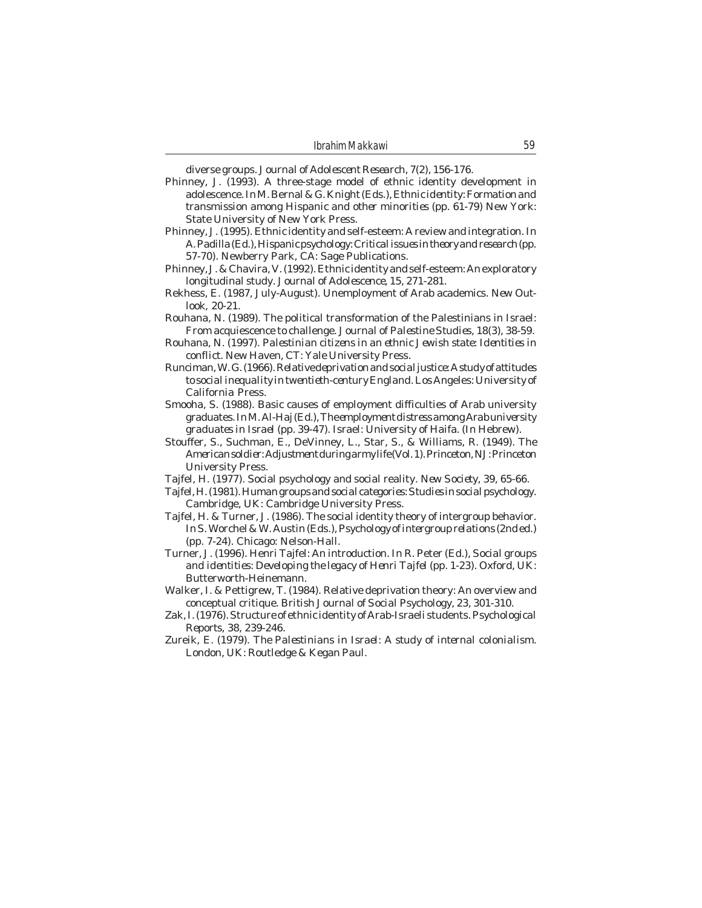diverse groups. *Journal of Adolescent Research, 7*(2), 156-176.

Phinney, J. (1993). A three-stage model of ethnic identity development in adolescence. In M. Bernal & G. Knight (Eds.), *Ethnic identity: Formation and transmission among Hispanic and other minorities* (pp. 61-79) New York: State University of New York Press.

Phinney, J. (1995). Ethnic identity and self-esteem: A review and integration. In A. Padilla (Ed.), *Hispanic psychology: Critical issues in theory and research* (pp. 57-70). Newberry Park, CA: Sage Publications.

Phinney, J. & Chavira, V. (1992). Ethnic identity and self-esteem: An exploratory longitudinal study. *Journal of Adolescence, 15*, 271-281.

Rekhess, E. (1987, July-August). Unemployment of Arab academics. *New Outlook*, 20-21.

Rouhana, N. (1989). The political transformation of the Palestinians in Israel: From acquiescence to challenge. *Journal of Palestine Studies, 18*(3), 38-59.

Rouhana, N. (1997). *Palestinian citizens in an ethnic Jewish state: Identities in conflict.* New Haven, CT: Yale University Press.

Runciman, W. G. (1966). *Relative deprivation and social justice: A study of attitudes to social inequality in twentieth-century England.* Los Angeles: University of California Press.

Smooha, S. (1988). Basic causes of employment difficulties of Arab university graduates. In M. Al-Haj (Ed.), *The employment distress among Arab university graduates in Israel* (pp. 39-47). Israel: University of Haifa. (In Hebrew).

Stouffer, S., Suchman, E., DeVinney, L., Star, S., & Williams, R. (1949). *The American soldier: Adjustment during army life* (Vol. 1). Princeton, NJ: Princeton University Press.

Tajfel, H. (1977). Social psychology and social reality. *New Society, 39*, 65-66.

Tajfel, H. (1981). *Human groups and social categories: Studies in social psychology.* Cambridge, UK: Cambridge University Press.

Tajfel, H. & Turner, J. (1986). The social identity theory of intergroup behavior. In S. Worchel & W. Austin (Eds.), *Psychology of intergroup relations* (2nd ed.) (pp. 7-24). Chicago: Nelson-Hall.

Turner, J. (1996). Henri Tajfel: An introduction. In R. Peter (Ed.), *Social groups and identities: Developing the legacy of Henri Tajfel* (pp. 1-23). Oxford, UK: Butterworth-Heinemann.

Walker, I. & Pettigrew, T. (1984). Relative deprivation theory: An overview and conceptual critique. *British Journal of Social Psychology, 23*, 301-310.

Zak, I. (1976). Structure of ethnic identity of Arab-Israeli students. *Psychological Reports, 38*, 239-246.

Zureik, E. (1979). *The Palestinians in Israel: A study of internal colonialism.* London, UK: Routledge & Kegan Paul.